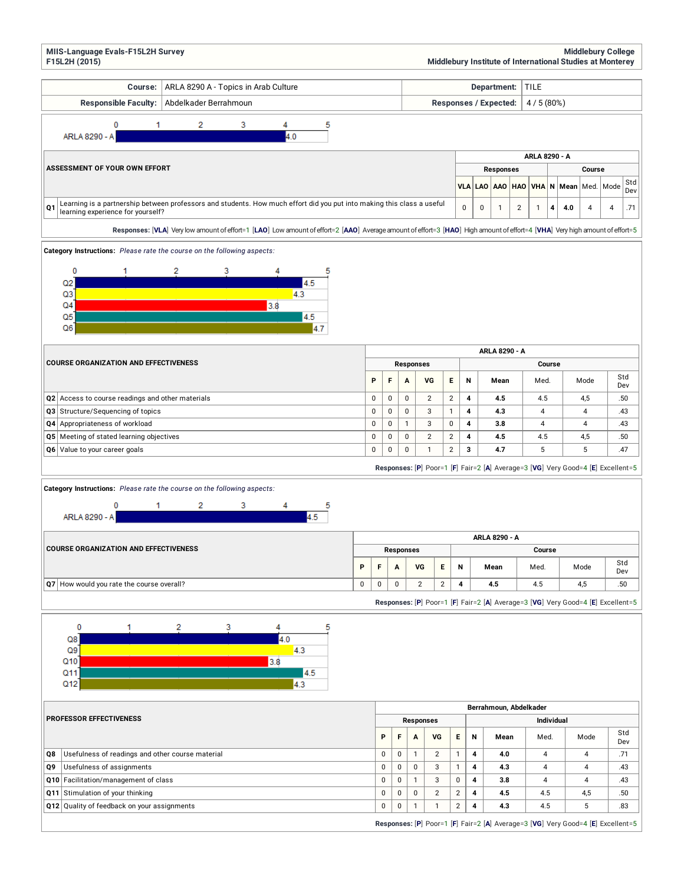MIIS-Language Evals-F15L2H Survey
F15L2H (2015)

Middlebury College
Middlebury Institute of International Studies at Monterey

| Course: | ARLA 8290 A - Topics in Arab Culture | Department: | TILE |
|---|---|---|---|
| Responsible Faculty: | Abdelkader Berrahmoun | Responses / Expected: | 4 / 5 (80%) |

ARLA 8290 - A: 4.0

| ASSESSMENT OF YOUR OWN EFFORT | ARLA 8290 - A | | | | | | | | | |
|---|---|---|---|---|---|---|---|---|---|---|
| | Responses | | | | | Course | | | | |
| | VLA | LAO | AAO | HAO | VHA | N | Mean | Med. | Mode | Std Dev |
| Q1 Learning is a partnership between professors and students. How much effort did you put into making this class a useful learning experience for yourself? | 0 | 0 | 1 | 2 | 1 | 4 | 4.0 | 4 | 4 | .71 |

**Responses:** [VLA] Very low amount of effort=1 [LAO] Low amount of effort=2 [AAO] Average amount of effort=3 [HAO] High amount of effort=4 [VHA] Very high amount of effort=5

**Category Instructions:** *Please rate the course on the following aspects:*

Q2: 4.5, Q3: 4.3, Q4: 3.8, Q5: 4.5, Q6: 4.7

| COURSE ORGANIZATION AND EFFECTIVENESS | ARLA 8290 - A | | | | | | | | | |
|---|---|---|---|---|---|---|---|---|---|---|
| | Responses | | | | | Course | | | | |
| | P | F | A | VG | E | N | Mean | Med. | Mode | Std Dev |
| Q2 Access to course readings and other materials | 0 | 0 | 0 | 2 | 2 | 4 | 4.5 | 4.5 | 4,5 | .50 |
| Q3 Structure/Sequencing of topics | 0 | 0 | 0 | 3 | 1 | 4 | 4.3 | 4 | 4 | .43 |
| Q4 Appropriateness of workload | 0 | 0 | 1 | 3 | 0 | 4 | 3.8 | 4 | 4 | .43 |
| Q5 Meeting of stated learning objectives | 0 | 0 | 0 | 2 | 2 | 4 | 4.5 | 4.5 | 4,5 | .50 |
| Q6 Value to your career goals | 0 | 0 | 0 | 1 | 2 | 3 | 4.7 | 5 | 5 | .47 |

**Responses:** [P] Poor=1 [F] Fair=2 [A] Average=3 [VG] Very Good=4 [E] Excellent=5

**Category Instructions:** *Please rate the course on the following aspects:*

ARLA 8290 - A: 4.5

| COURSE ORGANIZATION AND EFFECTIVENESS | ARLA 8290 - A | | | | | | | | | |
|---|---|---|---|---|---|---|---|---|---|---|
| | Responses | | | | | Course | | | | |
| | P | F | A | VG | E | N | Mean | Med. | Mode | Std Dev |
| Q7 How would you rate the course overall? | 0 | 0 | 0 | 2 | 2 | 4 | 4.5 | 4.5 | 4,5 | .50 |

**Responses:** [P] Poor=1 [F] Fair=2 [A] Average=3 [VG] Very Good=4 [E] Excellent=5

Q8: 4.0, Q9: 4.3, Q10: 3.8, Q11: 4.5, Q12: 4.3

| PROFESSOR EFFECTIVENESS | Berrahmoun, Abdelkader | | | | | | | | | |
|---|---|---|---|---|---|---|---|---|---|---|
| | Responses | | | | | Individual | | | | |
| | P | F | A | VG | E | N | Mean | Med. | Mode | Std Dev |
| Q8 Usefulness of readings and other course material | 0 | 0 | 1 | 2 | 1 | 4 | 4.0 | 4 | 4 | .71 |
| Q9 Usefulness of assignments | 0 | 0 | 0 | 3 | 1 | 4 | 4.3 | 4 | 4 | .43 |
| Q10 Facilitation/management of class | 0 | 0 | 1 | 3 | 0 | 4 | 3.8 | 4 | 4 | .43 |
| Q11 Stimulation of your thinking | 0 | 0 | 0 | 2 | 2 | 4 | 4.5 | 4.5 | 4,5 | .50 |
| Q12 Quality of feedback on your assignments | 0 | 0 | 1 | 1 | 2 | 4 | 4.3 | 4.5 | 5 | .83 |

**Responses:** [P] Poor=1 [F] Fair=2 [A] Average=3 [VG] Very Good=4 [E] Excellent=5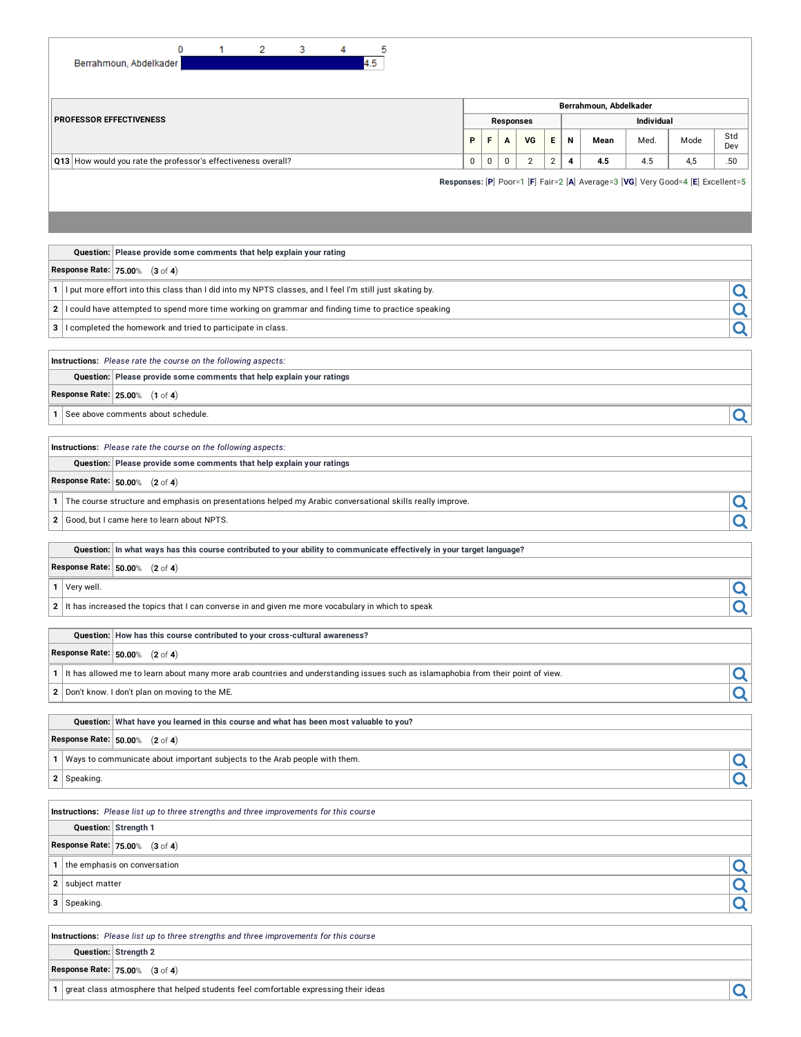Berrahmoun, Abdelkader 4.5

| PROFESSOR EFFECTIVENESS | Berrahmoun, Abdelkader | | | | | | | | | |
|---|---|---|---|---|---|---|---|---|---|---|
| | Responses | | | | | Individual | | | | |
| | P | F | A | VG | E | N | Mean | Med. | Mode | Std Dev |
| Q13 How would you rate the professor's effectiveness overall? | 0 | 0 | 0 | 2 | 2 | 4 | 4.5 | 4.5 | 4,5 | .50 |

Responses: [P] Poor=1 [F] Fair=2 [A] Average=3 [VG] Very Good=4 [E] Excellent=5

**Question:** Please provide some comments that help explain your rating

**Response Rate:** 75.00% (3 of 4)

1. I put more effort into this class than I did into my NPTS classes, and I feel I'm still just skating by.
2. I could have attempted to spend more time working on grammar and finding time to practice speaking
3. I completed the homework and tried to participate in class.

**Instructions:** *Please rate the course on the following aspects:*

**Question:** Please provide some comments that help explain your ratings

**Response Rate:** 25.00% (1 of 4)

1. See above comments about schedule.

**Instructions:** *Please rate the course on the following aspects:*

**Question:** Please provide some comments that help explain your ratings

**Response Rate:** 50.00% (2 of 4)

1. The course structure and emphasis on presentations helped my Arabic conversational skills really improve.
2. Good, but I came here to learn about NPTS.

**Question:** In what ways has this course contributed to your ability to communicate effectively in your target language?

**Response Rate:** 50.00% (2 of 4)

1. Very well.
2. It has increased the topics that I can converse in and given me more vocabulary in which to speak

**Question:** How has this course contributed to your cross-cultural awareness?

**Response Rate:** 50.00% (2 of 4)

1. It has allowed me to learn about many more arab countries and understanding issues such as islamaphobia from their point of view.
2. Don't know. I don't plan on moving to the ME.

**Question:** What have you learned in this course and what has been most valuable to you?

**Response Rate:** 50.00% (2 of 4)

1. Ways to communicate about important subjects to the Arab people with them.
2. Speaking.

**Instructions:** *Please list up to three strengths and three improvements for this course*

**Question:** Strength 1

**Response Rate:** 75.00% (3 of 4)

1. the emphasis on conversation
2. subject matter
3. Speaking.

**Instructions:** *Please list up to three strengths and three improvements for this course*

**Question:** Strength 2

**Response Rate:** 75.00% (3 of 4)

1. great class atmosphere that helped students feel comfortable expressing their ideas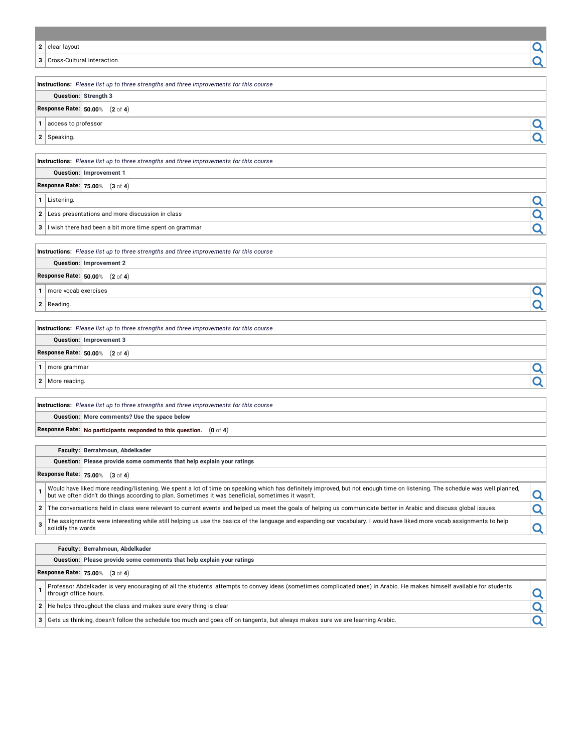| | |
|---|---|
| 2 | clear layout |
| 3 | Cross-Cultural interaction. |

| | |
|---|---|
| **Instructions:** | *Please list up to three strengths and three improvements for this course* |
| **Question:** | **Strength 3** |
| **Response Rate:** | **50.00**% (**2** of **4**) |
| 1 | access to professor |
| 2 | Speaking. |

| | |
|---|---|
| **Instructions:** | *Please list up to three strengths and three improvements for this course* |
| **Question:** | **Improvement 1** |
| **Response Rate:** | **75.00**% (**3** of **4**) |
| 1 | Listening. |
| 2 | Less presentations and more discussion in class |
| 3 | I wish there had been a bit more time spent on grammar |

| | |
|---|---|
| **Instructions:** | *Please list up to three strengths and three improvements for this course* |
| **Question:** | **Improvement 2** |
| **Response Rate:** | **50.00**% (**2** of **4**) |
| 1 | more vocab exercises |
| 2 | Reading. |

| | |
|---|---|
| **Instructions:** | *Please list up to three strengths and three improvements for this course* |
| **Question:** | **Improvement 3** |
| **Response Rate:** | **50.00**% (**2** of **4**) |
| 1 | more grammar |
| 2 | More reading. |

| | |
|---|---|
| **Instructions:** | *Please list up to three strengths and three improvements for this course* |
| **Question:** | **More comments? Use the space below** |
| **Response Rate:** | **No participants responded to this question.** (**0** of **4**) |

| | |
|---|---|
| **Faculty:** | **Berrahmoun, Abdelkader** |
| **Question:** | **Please provide some comments that help explain your ratings** |
| **Response Rate:** | **75.00**% (**3** of **4**) |
| 1 | Would have liked more reading/listening. We spent a lot of time on speaking which has definitely improved, but not enough time on listening. The schedule was well planned, but we often didn't do things according to plan. Sometimes it was beneficial, sometimes it wasn't. |
| 2 | The conversations held in class were relevant to current events and helped us meet the goals of helping us communicate better in Arabic and discuss global issues. |
| 3 | The assignments were interesting while still helping us use the basics of the language and expanding our vocabulary. I would have liked more vocab assignments to help solidify the words |

| | |
|---|---|
| **Faculty:** | **Berrahmoun, Abdelkader** |
| **Question:** | **Please provide some comments that help explain your ratings** |
| **Response Rate:** | **75.00**% (**3** of **4**) |
| 1 | Professor Abdelkader is very encouraging of all the students' attempts to convey ideas (sometimes complicated ones) in Arabic. He makes himself available for students through office hours. |
| 2 | He helps throughout the class and makes sure every thing is clear |
| 3 | Gets us thinking, doesn't follow the schedule too much and goes off on tangents, but always makes sure we are learning Arabic. |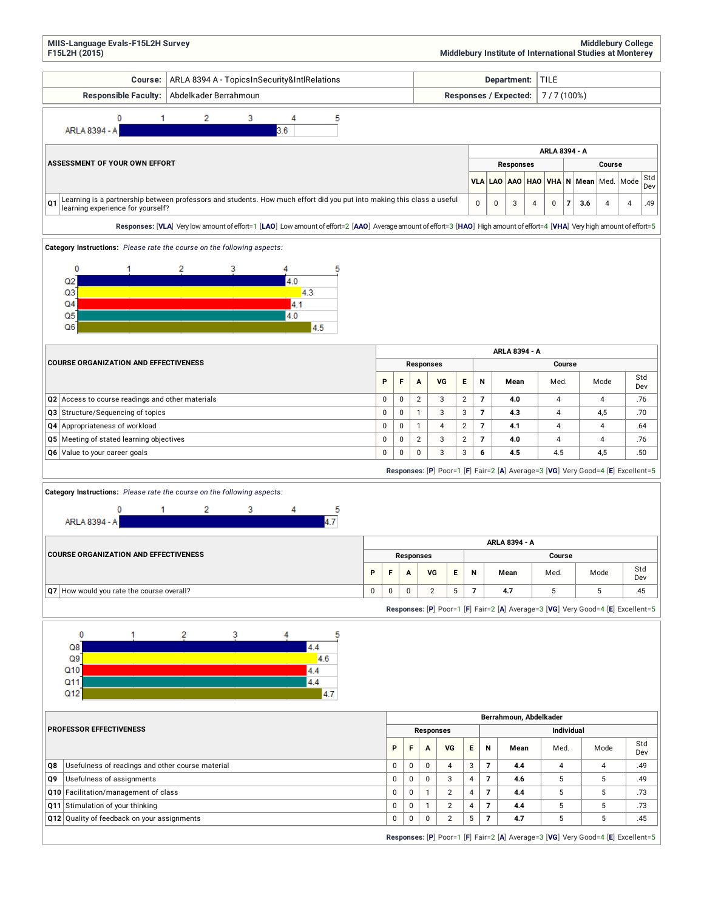**MIIS-Language Evals-F15L2H Survey**
**F15L2H (2015)**

**Middlebury College**
**Middlebury Institute of International Studies at Monterey**

| Course: | ARLA 8394 A - TopicsInSecurity&IntlRelations | Department: | TILE |
|---|---|---|---|
| Responsible Faculty: | Abdelkader Berrahmoun | Responses / Expected: | 7 / 7 (100%) |

ARLA 8394 - A: 3.6

| ASSESSMENT OF YOUR OWN EFFORT | ARLA 8394 - A | | | | | | | | | |
|---|---|---|---|---|---|---|---|---|---|---|
| | Responses | | | | | Course | | | | |
| | VLA | LAO | AAO | HAO | VHA | N | Mean | Med. | Mode | Std Dev |
| **Q1** Learning is a partnership between professors and students. How much effort did you put into making this class a useful learning experience for yourself? | 0 | 0 | 3 | 4 | 0 | 7 | 3.6 | 4 | 4 | .49 |

**Responses:** [**VLA**] Very low amount of effort=1 [**LAO**] Low amount of effort=2 [**AAO**] Average amount of effort=3 [**HAO**] High amount of effort=4 [**VHA**] Very high amount of effort=5

**Category Instructions:** *Please rate the course on the following aspects:*

Q2: 4.0, Q3: 4.3, Q4: 4.1, Q5: 4.0, Q6: 4.5

| COURSE ORGANIZATION AND EFFECTIVENESS | ARLA 8394 - A | | | | | | | | | |
|---|---|---|---|---|---|---|---|---|---|---|
| | Responses | | | | | Course | | | | |
| | P | F | A | VG | E | N | Mean | Med. | Mode | Std Dev |
| **Q2** Access to course readings and other materials | 0 | 0 | 2 | 3 | 2 | 7 | 4.0 | 4 | 4 | .76 |
| **Q3** Structure/Sequencing of topics | 0 | 0 | 1 | 3 | 3 | 7 | 4.3 | 4 | 4,5 | .70 |
| **Q4** Appropriateness of workload | 0 | 0 | 1 | 4 | 2 | 7 | 4.1 | 4 | 4 | .64 |
| **Q5** Meeting of stated learning objectives | 0 | 0 | 2 | 3 | 2 | 7 | 4.0 | 4 | 4 | .76 |
| **Q6** Value to your career goals | 0 | 0 | 0 | 3 | 3 | 6 | 4.5 | 4.5 | 4,5 | .50 |

**Responses:** [**P**] Poor=1 [**F**] Fair=2 [**A**] Average=3 [**VG**] Very Good=4 [**E**] Excellent=5

**Category Instructions:** *Please rate the course on the following aspects:*

ARLA 8394 - A: 4.7

| COURSE ORGANIZATION AND EFFECTIVENESS | ARLA 8394 - A | | | | | | | | | |
|---|---|---|---|---|---|---|---|---|---|---|
| | Responses | | | | | Course | | | | |
| | P | F | A | VG | E | N | Mean | Med. | Mode | Std Dev |
| **Q7** How would you rate the course overall? | 0 | 0 | 0 | 2 | 5 | 7 | 4.7 | 5 | 5 | .45 |

**Responses:** [**P**] Poor=1 [**F**] Fair=2 [**A**] Average=3 [**VG**] Very Good=4 [**E**] Excellent=5

Q8: 4.4, Q9: 4.6, Q10: 4.4, Q11: 4.4, Q12: 4.7

| PROFESSOR EFFECTIVENESS | Berrahmoun, Abdelkader | | | | | | | | | |
|---|---|---|---|---|---|---|---|---|---|---|
| | Responses | | | | | Individual | | | | |
| | P | F | A | VG | E | N | Mean | Med. | Mode | Std Dev |
| **Q8** Usefulness of readings and other course material | 0 | 0 | 0 | 4 | 3 | 7 | 4.4 | 4 | 4 | .49 |
| **Q9** Usefulness of assignments | 0 | 0 | 0 | 3 | 4 | 7 | 4.6 | 5 | 5 | .49 |
| **Q10** Facilitation/management of class | 0 | 0 | 1 | 2 | 4 | 7 | 4.4 | 5 | 5 | .73 |
| **Q11** Stimulation of your thinking | 0 | 0 | 1 | 2 | 4 | 7 | 4.4 | 5 | 5 | .73 |
| **Q12** Quality of feedback on your assignments | 0 | 0 | 0 | 2 | 5 | 7 | 4.7 | 5 | 5 | .45 |

**Responses:** [**P**] Poor=1 [**F**] Fair=2 [**A**] Average=3 [**VG**] Very Good=4 [**E**] Excellent=5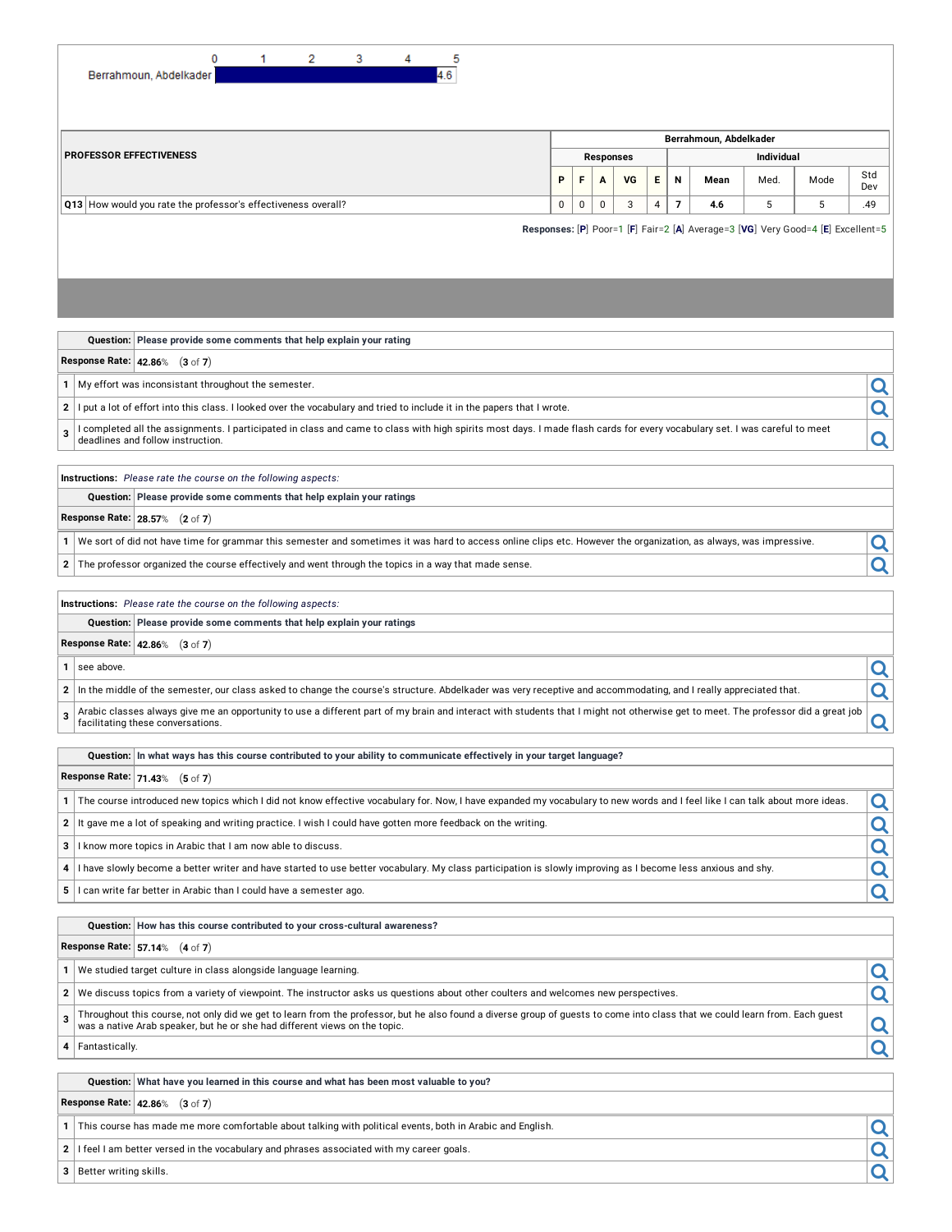| | 0 | 1 | 2 | 3 | 4 | 5 |
|---|---|---|---|---|---|---|
| Berrahmoun, Abdelkader | | | | | | 4.6 |

| PROFESSOR EFFECTIVENESS | Berrahmoun, Abdelkader | | | | | | | | | |
|---|---|---|---|---|---|---|---|---|---|---|
| | Responses | | | | | Individual | | | | |
| | P | F | A | VG | E | N | Mean | Med. | Mode | Std Dev |
| Q13 How would you rate the professor's effectiveness overall? | 0 | 0 | 0 | 3 | 4 | 7 | 4.6 | 5 | 5 | .49 |

**Responses:** [P] Poor=1 [F] Fair=2 [A] Average=3 [VG] Very Good=4 [E] Excellent=5

**Question:** Please provide some comments that help explain your rating

**Response Rate:** 42.86% (3 of 7)

1. My effort was inconsistant throughout the semester.
2. I put a lot of effort into this class. I looked over the vocabulary and tried to include it in the papers that I wrote.
3. I completed all the assignments. I participated in class and came to class with high spirits most days. I made flash cards for every vocabulary set. I was careful to meet deadlines and follow instruction.

**Instructions:** *Please rate the course on the following aspects:*

**Question:** Please provide some comments that help explain your ratings

**Response Rate:** 28.57% (2 of 7)

1. We sort of did not have time for grammar this semester and sometimes it was hard to access online clips etc. However the organization, as always, was impressive.
2. The professor organized the course effectively and went through the topics in a way that made sense.

**Instructions:** *Please rate the course on the following aspects:*

**Question:** Please provide some comments that help explain your ratings

**Response Rate:** 42.86% (3 of 7)

1. see above.
2. In the middle of the semester, our class asked to change the course's structure. Abdelkader was very receptive and accommodating, and I really appreciated that.
3. Arabic classes always give me an opportunity to use a different part of my brain and interact with students that I might not otherwise get to meet. The professor did a great job facilitating these conversations.

**Question:** In what ways has this course contributed to your ability to communicate effectively in your target language?

**Response Rate:** 71.43% (5 of 7)

1. The course introduced new topics which I did not know effective vocabulary for. Now, I have expanded my vocabulary to new words and I feel like I can talk about more ideas.
2. It gave me a lot of speaking and writing practice. I wish I could have gotten more feedback on the writing.
3. I know more topics in Arabic that I am now able to discuss.
4. I have slowly become a better writer and have started to use better vocabulary. My class participation is slowly improving as I become less anxious and shy.
5. I can write far better in Arabic than I could have a semester ago.

**Question:** How has this course contributed to your cross-cultural awareness?

**Response Rate:** 57.14% (4 of 7)

1. We studied target culture in class alongside language learning.
2. We discuss topics from a variety of viewpoint. The instructor asks us questions about other coulters and welcomes new perspectives.
3. Throughout this course, not only did we get to learn from the professor, but he also found a diverse group of guests to come into class that we could learn from. Each guest was a native Arab speaker, but he or she had different views on the topic.
4. Fantastically.

**Question:** What have you learned in this course and what has been most valuable to you?

**Response Rate:** 42.86% (3 of 7)

1. This course has made me more comfortable about talking with political events, both in Arabic and English.
2. I feel I am better versed in the vocabulary and phrases associated with my career goals.
3. Better writing skills.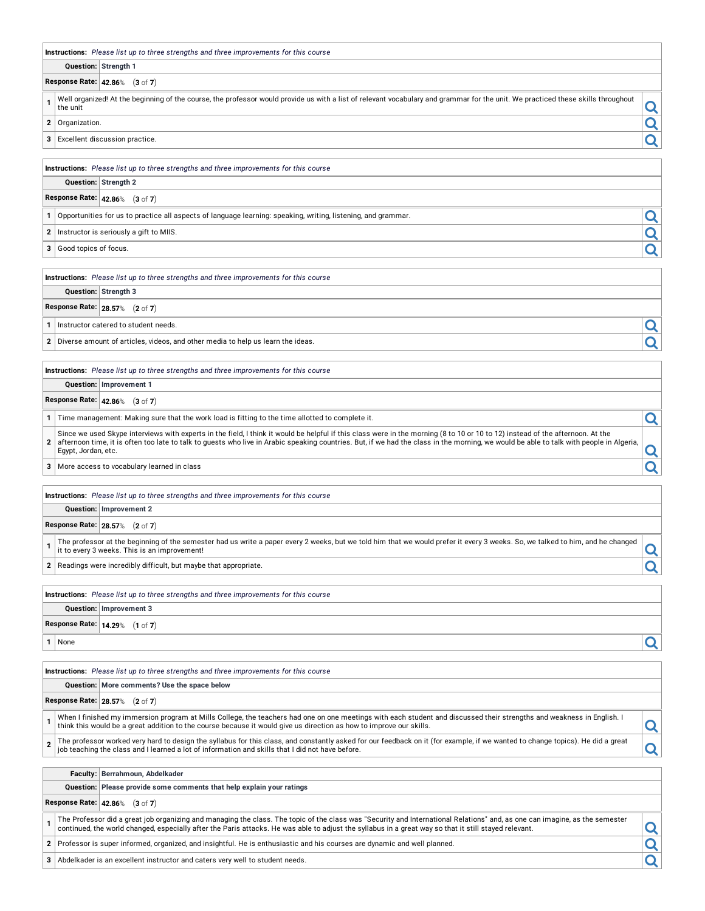| **Instructions:** *Please list up to three strengths and three improvements for this course* | |
|---|---|
| **Question:** | **Strength 1** |
| **Response Rate:** | **42.86**% (**3** of **7**) |

| | |
|---|---|
| 1 | Well organized! At the beginning of the course, the professor would provide us with a list of relevant vocabulary and grammar for the unit. We practiced these skills throughout the unit |
| 2 | Organization. |
| 3 | Excellent discussion practice. |

| **Instructions:** *Please list up to three strengths and three improvements for this course* | |
|---|---|
| **Question:** | **Strength 2** |
| **Response Rate:** | **42.86**% (**3** of **7**) |

| | |
|---|---|
| 1 | Opportunities for us to practice all aspects of language learning: speaking, writing, listening, and grammar. |
| 2 | Instructor is seriously a gift to MIIS. |
| 3 | Good topics of focus. |

| **Instructions:** *Please list up to three strengths and three improvements for this course* | |
|---|---|
| **Question:** | **Strength 3** |
| **Response Rate:** | **28.57**% (**2** of **7**) |

| | |
|---|---|
| 1 | Instructor catered to student needs. |
| 2 | Diverse amount of articles, videos, and other media to help us learn the ideas. |

| **Instructions:** *Please list up to three strengths and three improvements for this course* | |
|---|---|
| **Question:** | **Improvement 1** |
| **Response Rate:** | **42.86**% (**3** of **7**) |

| | |
|---|---|
| 1 | Time management: Making sure that the work load is fitting to the time allotted to complete it. |
| 2 | Since we used Skype interviews with experts in the field, I think it would be helpful if this class were in the morning (8 to 10 or 10 to 12) instead of the afternoon. At the afternoon time, it is often too late to talk to guests who live in Arabic speaking countries. But, if we had the class in the morning, we would be able to talk with people in Algeria, Egypt, Jordan, etc. |
| 3 | More access to vocabulary learned in class |

| **Instructions:** *Please list up to three strengths and three improvements for this course* | |
|---|---|
| **Question:** | **Improvement 2** |
| **Response Rate:** | **28.57**% (**2** of **7**) |

| | |
|---|---|
| 1 | The professor at the beginning of the semester had us write a paper every 2 weeks, but we told him that we would prefer it every 3 weeks. So, we talked to him, and he changed it to every 3 weeks. This is an improvement! |
| 2 | Readings were incredibly difficult, but maybe that appropriate. |

| **Instructions:** *Please list up to three strengths and three improvements for this course* | |
|---|---|
| **Question:** | **Improvement 3** |
| **Response Rate:** | **14.29**% (**1** of **7**) |

| | |
|---|---|
| 1 | None |

| **Instructions:** *Please list up to three strengths and three improvements for this course* | |
|---|---|
| **Question:** | **More comments? Use the space below** |
| **Response Rate:** | **28.57**% (**2** of **7**) |

| | |
|---|---|
| 1 | When I finished my immersion program at Mills College, the teachers had one on one meetings with each student and discussed their strengths and weakness in English. I think this would be a great addition to the course because it would give us direction as how to improve our skills. |
| 2 | The professor worked very hard to design the syllabus for this class, and constantly asked for our feedback on it (for example, if we wanted to change topics). He did a great job teaching the class and I learned a lot of information and skills that I did not have before. |

| **Faculty:** | **Berrahmoun, Abdelkader** |
|---|---|
| **Question:** | **Please provide some comments that help explain your ratings** |
| **Response Rate:** | **42.86**% (**3** of **7**) |

| | |
|---|---|
| 1 | The Professor did a great job organizing and managing the class. The topic of the class was "Security and International Relations" and, as one can imagine, as the semester continued, the world changed, especially after the Paris attacks. He was able to adjust the syllabus in a great way so that it still stayed relevant. |
| 2 | Professor is super informed, organized, and insightful. He is enthusiastic and his courses are dynamic and well planned. |
| 3 | Abdelkader is an excellent instructor and caters very well to student needs. |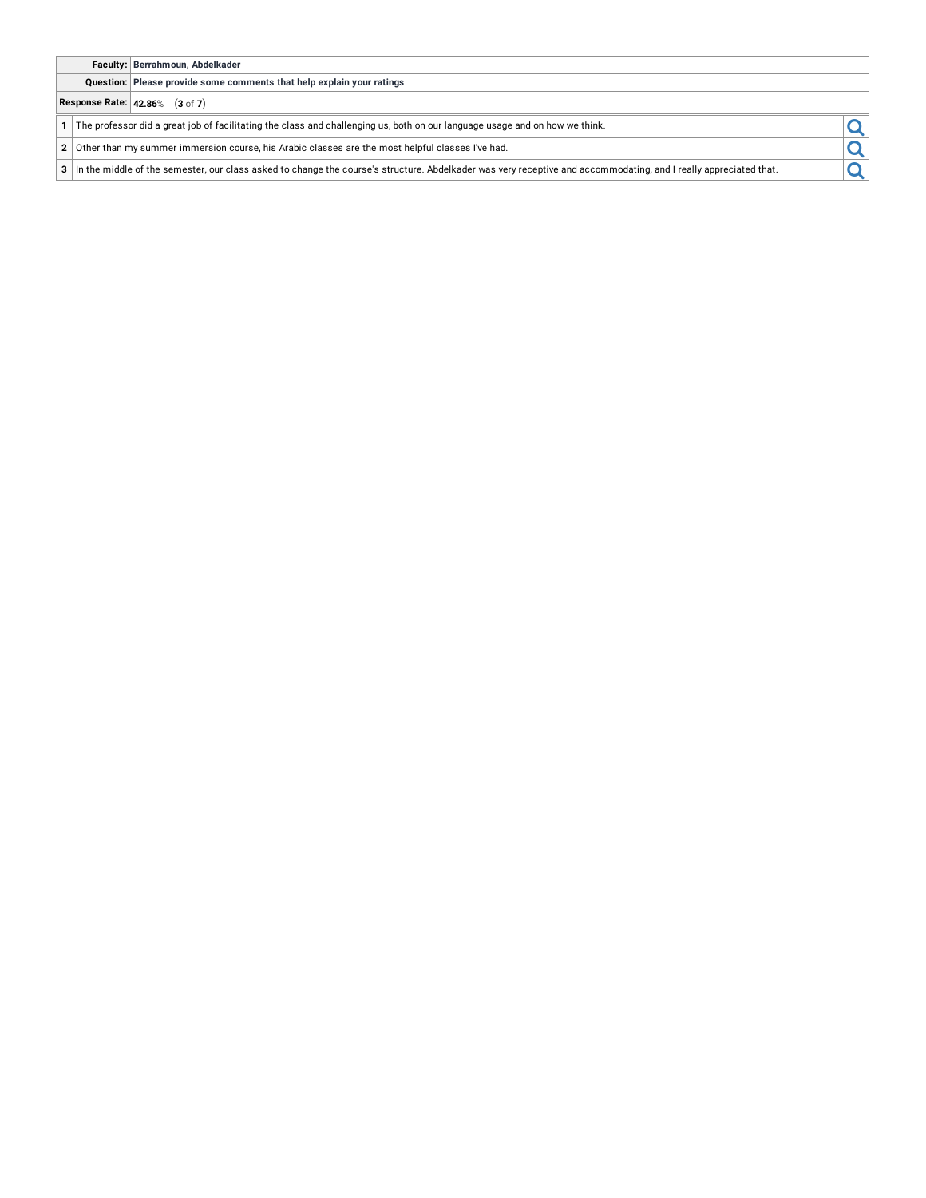| | |
|---|---|
| **Faculty:** | **Berrahmoun, Abdelkader** |
| **Question:** | **Please provide some comments that help explain your ratings** |
| **Response Rate:** | **42.86**% (**3** of **7**) |

| # | Comment |
|---|---|
| **1** | The professor did a great job of facilitating the class and challenging us, both on our language usage and on how we think. |
| **2** | Other than my summer immersion course, his Arabic classes are the most helpful classes I've had. |
| **3** | In the middle of the semester, our class asked to change the course's structure. Abdelkader was very receptive and accommodating, and I really appreciated that. |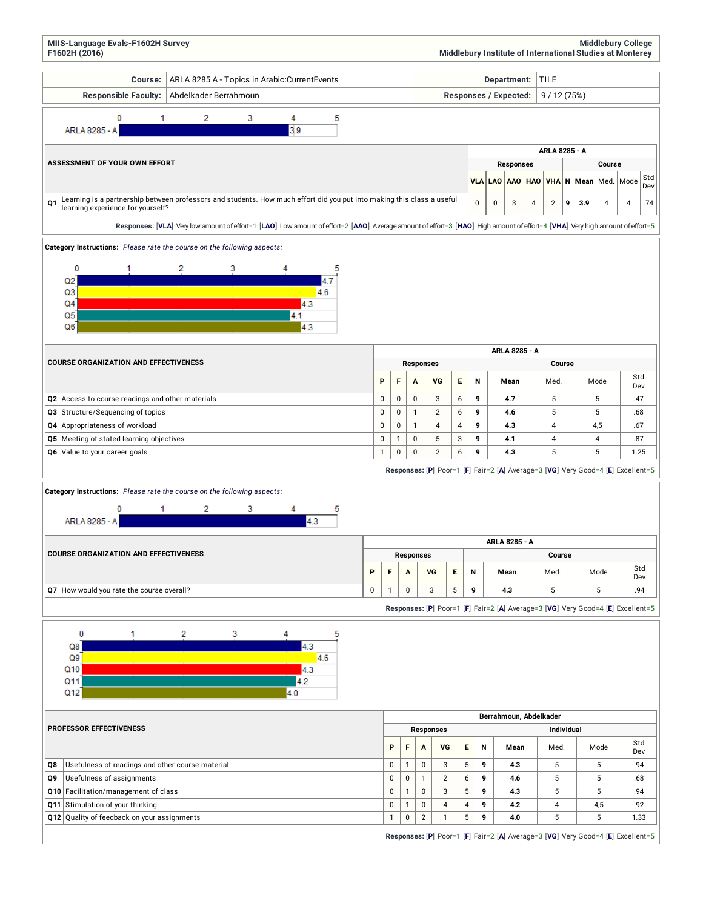**MIIS-Language Evals-F1602H Survey**
**F1602H (2016)**

**Middlebury College**
**Middlebury Institute of International Studies at Monterey**

| Course: | ARLA 8285 A - Topics in Arabic:CurrentEvents | Department: | TILE |
|---|---|---|---|
| Responsible Faculty: | Abdelkader Berrahmoun | Responses / Expected: | 9 / 12 (75%) |

ARLA 8285 - A: 3.9

| ASSESSMENT OF YOUR OWN EFFORT | ARLA 8285 - A | | | | | | | | | |
|---|---|---|---|---|---|---|---|---|---|---|
| | Responses | | | | | Course | | | | |
| | VLA | LAO | AAO | HAO | VHA | N | Mean | Med. | Mode | Std Dev |
| Q1 Learning is a partnership between professors and students. How much effort did you put into making this class a useful learning experience for yourself? | 0 | 0 | 3 | 4 | 2 | 9 | 3.9 | 4 | 4 | .74 |

**Responses:** [VLA] Very low amount of effort=1 [LAO] Low amount of effort=2 [AAO] Average amount of effort=3 [HAO] High amount of effort=4 [VHA] Very high amount of effort=5

**Category Instructions:** *Please rate the course on the following aspects:*

Q2: 4.7, Q3: 4.6, Q4: 4.3, Q5: 4.1, Q6: 4.3

| COURSE ORGANIZATION AND EFFECTIVENESS | ARLA 8285 - A | | | | | | | | | |
|---|---|---|---|---|---|---|---|---|---|---|
| | Responses | | | | | Course | | | | |
| | P | F | A | VG | E | N | Mean | Med. | Mode | Std Dev |
| Q2 Access to course readings and other materials | 0 | 0 | 0 | 3 | 6 | 9 | 4.7 | 5 | 5 | .47 |
| Q3 Structure/Sequencing of topics | 0 | 0 | 1 | 2 | 6 | 9 | 4.6 | 5 | 5 | .68 |
| Q4 Appropriateness of workload | 0 | 0 | 1 | 4 | 4 | 9 | 4.3 | 4 | 4,5 | .67 |
| Q5 Meeting of stated learning objectives | 0 | 1 | 0 | 5 | 3 | 9 | 4.1 | 4 | 4 | .87 |
| Q6 Value to your career goals | 1 | 0 | 0 | 2 | 6 | 9 | 4.3 | 5 | 5 | 1.25 |

**Responses:** [P] Poor=1 [F] Fair=2 [A] Average=3 [VG] Very Good=4 [E] Excellent=5

**Category Instructions:** *Please rate the course on the following aspects:*

ARLA 8285 - A: 4.3

| COURSE ORGANIZATION AND EFFECTIVENESS | ARLA 8285 - A | | | | | | | | | |
|---|---|---|---|---|---|---|---|---|---|---|
| | Responses | | | | | Course | | | | |
| | P | F | A | VG | E | N | Mean | Med. | Mode | Std Dev |
| Q7 How would you rate the course overall? | 0 | 1 | 0 | 3 | 5 | 9 | 4.3 | 5 | 5 | .94 |

**Responses:** [P] Poor=1 [F] Fair=2 [A] Average=3 [VG] Very Good=4 [E] Excellent=5

Q8: 4.3, Q9: 4.6, Q10: 4.3, Q11: 4.2, Q12: 4.0

| PROFESSOR EFFECTIVENESS | Berrahmoun, Abdelkader | | | | | | | | | |
|---|---|---|---|---|---|---|---|---|---|---|
| | Responses | | | | | Individual | | | | |
| | P | F | A | VG | E | N | Mean | Med. | Mode | Std Dev |
| Q8 Usefulness of readings and other course material | 0 | 1 | 0 | 3 | 5 | 9 | 4.3 | 5 | 5 | .94 |
| Q9 Usefulness of assignments | 0 | 0 | 1 | 2 | 6 | 9 | 4.6 | 5 | 5 | .68 |
| Q10 Facilitation/management of class | 0 | 1 | 0 | 3 | 5 | 9 | 4.3 | 5 | 5 | .94 |
| Q11 Stimulation of your thinking | 0 | 1 | 0 | 4 | 4 | 9 | 4.2 | 4 | 4,5 | .92 |
| Q12 Quality of feedback on your assignments | 1 | 0 | 2 | 1 | 5 | 9 | 4.0 | 5 | 5 | 1.33 |

**Responses:** [P] Poor=1 [F] Fair=2 [A] Average=3 [VG] Very Good=4 [E] Excellent=5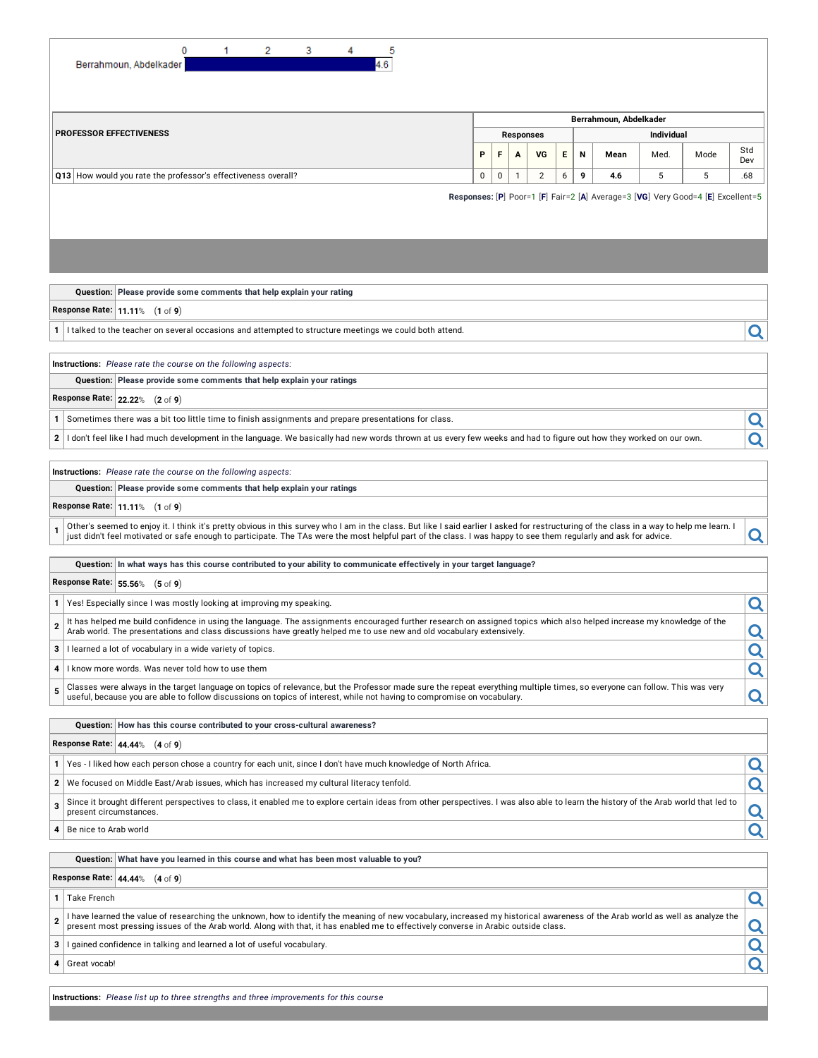Berrahmoun, Abdelkader 4.6 (scale 0–5)

| PROFESSOR EFFECTIVENESS | Berrahmoun, Abdelkader | | | | | | | | | |
|---|---|---|---|---|---|---|---|---|---|---|
| | Responses | | | | | Individual | | | | |
| | P | F | A | VG | E | N | Mean | Med. | Mode | Std Dev |
| Q13 How would you rate the professor's effectiveness overall? | 0 | 0 | 1 | 2 | 6 | 9 | 4.6 | 5 | 5 | .68 |

**Responses:** [P] Poor=1 [F] Fair=2 [A] Average=3 [VG] Very Good=4 [E] Excellent=5

**Question:** Please provide some comments that help explain your rating

**Response Rate:** 11.11% (1 of 9)

1. I talked to the teacher on several occasions and attempted to structure meetings we could both attend.

**Instructions:** *Please rate the course on the following aspects:*

**Question:** Please provide some comments that help explain your ratings

**Response Rate:** 22.22% (2 of 9)

1. Sometimes there was a bit too little time to finish assignments and prepare presentations for class.
2. I don't feel like I had much development in the language. We basically had new words thrown at us every few weeks and had to figure out how they worked on our own.

**Instructions:** *Please rate the course on the following aspects:*

**Question:** Please provide some comments that help explain your ratings

**Response Rate:** 11.11% (1 of 9)

1. Other's seemed to enjoy it. I think it's pretty obvious in this survey who I am in the class. But like I said earlier I asked for restructuring of the class in a way to help me learn. I just didn't feel motivated or safe enough to participate. The TAs were the most helpful part of the class. I was happy to see them regularly and ask for advice.

**Question:** In what ways has this course contributed to your ability to communicate effectively in your target language?

**Response Rate:** 55.56% (5 of 9)

1. Yes! Especially since I was mostly looking at improving my speaking.
2. It has helped me build confidence in using the language. The assignments encouraged further research on assigned topics which also helped increase my knowledge of the Arab world. The presentations and class discussions have greatly helped me to use new and old vocabulary extensively.
3. I learned a lot of vocabulary in a wide variety of topics.
4. I know more words. Was never told how to use them
5. Classes were always in the target language on topics of relevance, but the Professor made sure the repeat everything multiple times, so everyone can follow. This was very useful, because you are able to follow discussions on topics of interest, while not having to compromise on vocabulary.

**Question:** How has this course contributed to your cross-cultural awareness?

**Response Rate:** 44.44% (4 of 9)

1. Yes - I liked how each person chose a country for each unit, since I don't have much knowledge of North Africa.
2. We focused on Middle East/Arab issues, which has increased my cultural literacy tenfold.
3. Since it brought different perspectives to class, it enabled me to explore certain ideas from other perspectives. I was also able to learn the history of the Arab world that led to present circumstances.
4. Be nice to Arab world

**Question:** What have you learned in this course and what has been most valuable to you?

**Response Rate:** 44.44% (4 of 9)

1. Take French
2. I have learned the value of researching the unknown, how to identify the meaning of new vocabulary, increased my historical awareness of the Arab world as well as analyze the present most pressing issues of the Arab world. Along with that, it has enabled me to effectively converse in Arabic outside class.
3. I gained confidence in talking and learned a lot of useful vocabulary.
4. Great vocab!

**Instructions:** *Please list up to three strengths and three improvements for this course*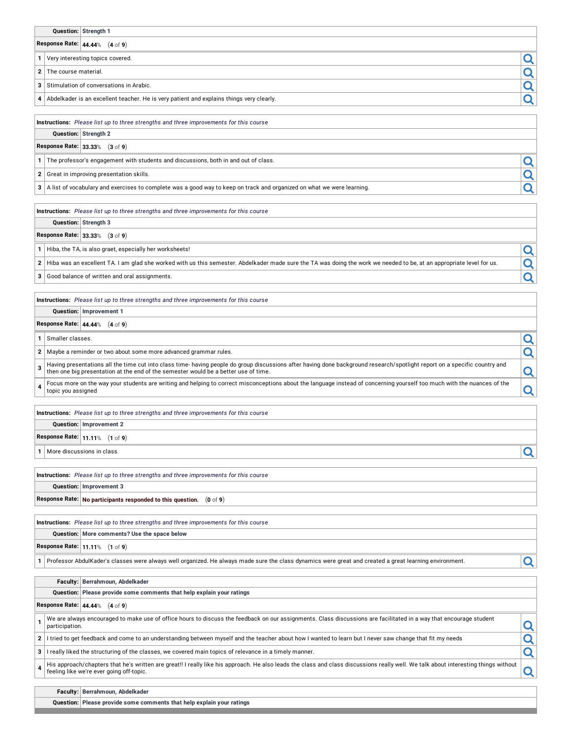| **Question:** | Strength 1 |
|---|---|
| **Response Rate:** | **44.44**% (**4** of **9**) |

| | |
|---|---|
| 1 | Very interesting topics covered. |
| 2 | The course material. |
| 3 | Stimulation of conversations in Arabic. |
| 4 | Abdelkader is an excellent teacher. He is very patient and explains things very clearly. |

**Instructions:** *Please list up to three strengths and three improvements for this course*

| **Question:** | Strength 2 |
|---|---|
| **Response Rate:** | **33.33**% (**3** of **9**) |

| | |
|---|---|
| 1 | The professor's engagement with students and discussions, both in and out of class. |
| 2 | Great in improving presentation skills. |
| 3 | A list of vocabulary and exercises to complete was a good way to keep on track and organized on what we were learning. |

**Instructions:** *Please list up to three strengths and three improvements for this course*

| **Question:** | Strength 3 |
|---|---|
| **Response Rate:** | **33.33**% (**3** of **9**) |

| | |
|---|---|
| 1 | Hiba, the TA, is also graet, especially her worksheets! |
| 2 | Hiba was an excellent TA. I am glad she worked with us this semester. Abdelkader made sure the TA was doing the work we needed to be, at an appropriate level for us. |
| 3 | Good balance of written and oral assignments. |

**Instructions:** *Please list up to three strengths and three improvements for this course*

| **Question:** | Improvement 1 |
|---|---|
| **Response Rate:** | **44.44**% (**4** of **9**) |

| | |
|---|---|
| 1 | Smaller classes. |
| 2 | Maybe a reminder or two about some more advanced grammar rules. |
| 3 | Having presentations all the time cut into class time- having people do group discussions after having done background research/spotlight report on a specific country and then one big presentation at the end of the semester would be a better use of time. |
| 4 | Focus more on the way your students are writing and helping to correct misconceptions about the language instead of concerning yourself too much with the nuances of the topic you assigned |

**Instructions:** *Please list up to three strengths and three improvements for this course*

| **Question:** | Improvement 2 |
|---|---|
| **Response Rate:** | **11.11**% (**1** of **9**) |

| | |
|---|---|
| 1 | More discussions in class. |

**Instructions:** *Please list up to three strengths and three improvements for this course*

| **Question:** | Improvement 3 |
|---|---|
| **Response Rate:** | **No participants responded to this question.** (**0** of **9**) |

**Instructions:** *Please list up to three strengths and three improvements for this course*

| **Question:** | More comments? Use the space below |
|---|---|
| **Response Rate:** | **11.11**% (**1** of **9**) |

| | |
|---|---|
| 1 | Professor AbdulKader's classes were always well organized. He always made sure the class dynamics were great and created a great learning environment. |

| **Faculty:** | Berrahmoun, Abdelkader |
|---|---|
| **Question:** | Please provide some comments that help explain your ratings |
| **Response Rate:** | **44.44**% (**4** of **9**) |

| | |
|---|---|
| 1 | We are always encouraged to make use of office hours to discuss the feedback on our assignments. Class discussions are facilitated in a way that encourage student participation. |
| 2 | I tried to get feedback and come to an understanding between myself and the teacher about how I wanted to learn but I never saw change that fit my needs |
| 3 | I really liked the structuring of the classes, we covered main topics of relevance in a timely manner. |
| 4 | His approach/chapters that he's written are great!! I really like his approach. He also leads the class and class discussions really well. We talk about interesting things without feeling like we're ever going off-topic. |

| **Faculty:** | Berrahmoun, Abdelkader |
|---|---|
| **Question:** | Please provide some comments that help explain your ratings |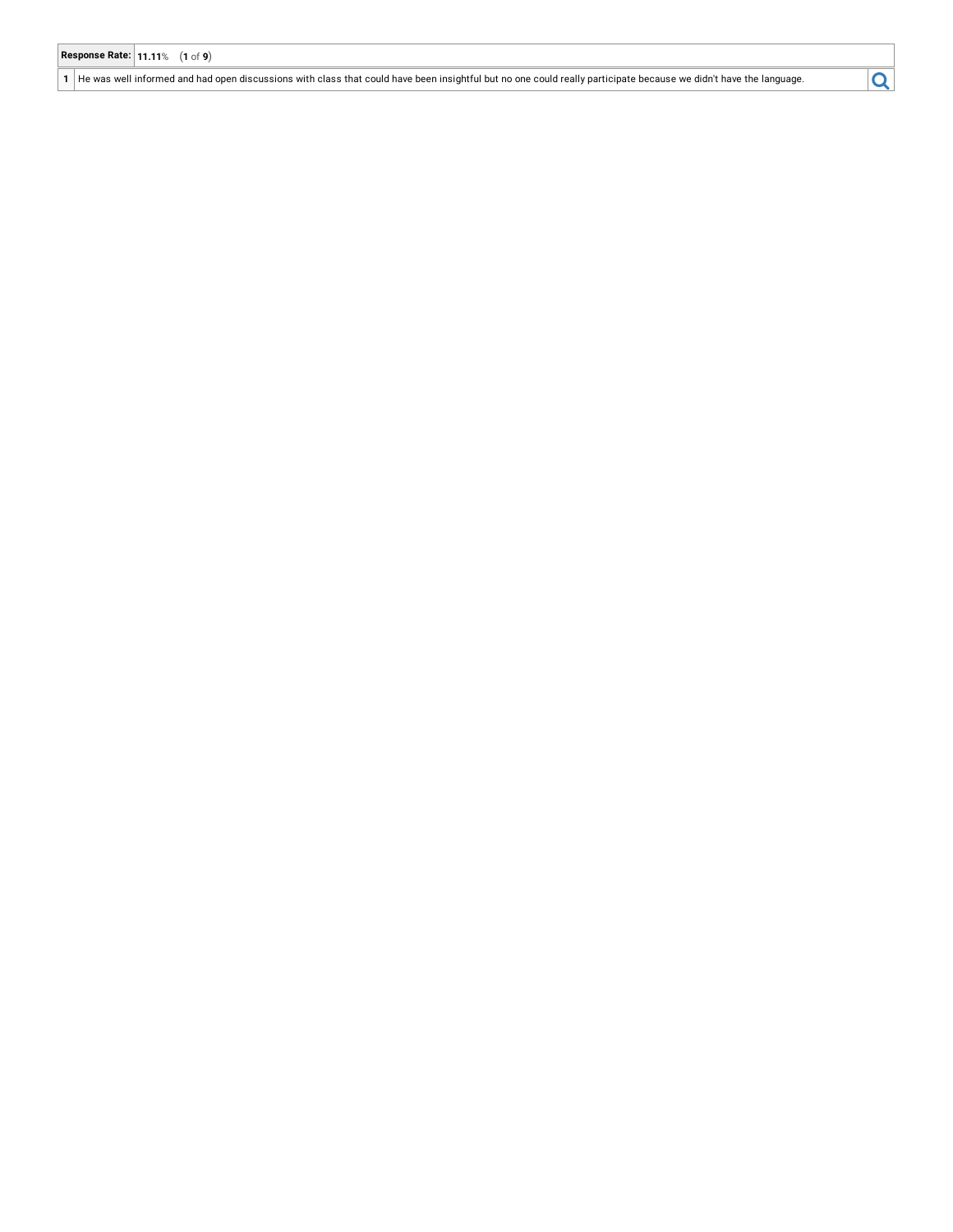| Response Rate: | 11.11% (1 of 9) |
|---|---|
| 1 | He was well informed and had open discussions with class that could have been insightful but no one could really participate because we didn't have the language. |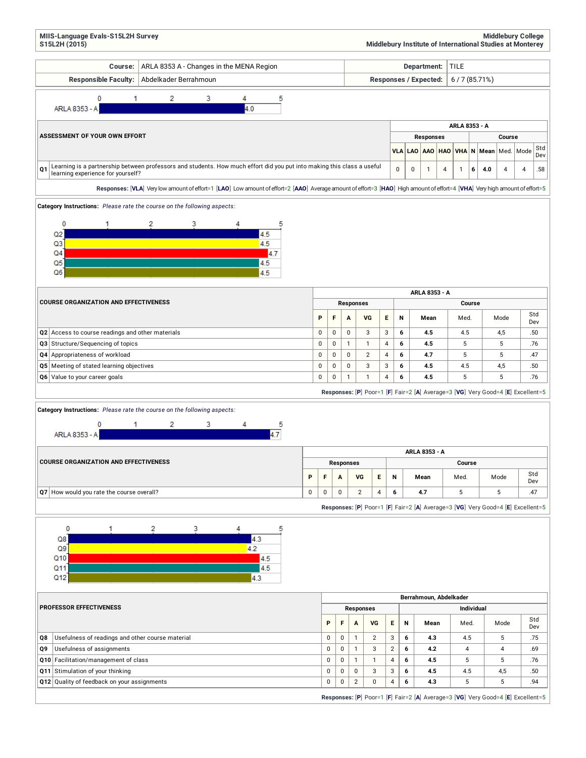MIIS-Language Evals-S15L2H Survey
S15L2H (2015)

Middlebury College
Middlebury Institute of International Studies at Monterey

| Course: | ARLA 8353 A - Changes in the MENA Region | Department: | TILE |
|---|---|---|---|
| Responsible Faculty: | Abdelkader Berrahmoun | Responses / Expected: | 6 / 7 (85.71%) |

ARLA 8353 - A: 4.0

| ASSESSMENT OF YOUR OWN EFFORT | ARLA 8353 - A | | | | | | | | | |
|---|---|---|---|---|---|---|---|---|---|---|
| | Responses | | | | | Course | | | | |
| | VLA | LAO | AAO | HAO | VHA | N | Mean | Med. | Mode | Std Dev |
| **Q1** Learning is a partnership between professors and students. How much effort did you put into making this class a useful learning experience for yourself? | 0 | 0 | 1 | 4 | 1 | 6 | 4.0 | 4 | 4 | .58 |

**Responses:** [**VLA**] Very low amount of effort=1 [**LAO**] Low amount of effort=2 [**AAO**] Average amount of effort=3 [**HAO**] High amount of effort=4 [**VHA**] Very high amount of effort=5

**Category Instructions:** *Please rate the course on the following aspects:*

Q2: 4.5, Q3: 4.5, Q4: 4.7, Q5: 4.5, Q6: 4.5

| COURSE ORGANIZATION AND EFFECTIVENESS | ARLA 8353 - A | | | | | | | | | |
|---|---|---|---|---|---|---|---|---|---|---|
| | Responses | | | | | Course | | | | |
| | P | F | A | VG | E | N | Mean | Med. | Mode | Std Dev |
| **Q2** Access to course readings and other materials | 0 | 0 | 0 | 3 | 3 | 6 | 4.5 | 4.5 | 4,5 | .50 |
| **Q3** Structure/Sequencing of topics | 0 | 0 | 1 | 1 | 4 | 6 | 4.5 | 5 | 5 | .76 |
| **Q4** Appropriateness of workload | 0 | 0 | 0 | 2 | 4 | 6 | 4.7 | 5 | 5 | .47 |
| **Q5** Meeting of stated learning objectives | 0 | 0 | 0 | 3 | 3 | 6 | 4.5 | 4.5 | 4,5 | .50 |
| **Q6** Value to your career goals | 0 | 0 | 1 | 1 | 4 | 6 | 4.5 | 5 | 5 | .76 |

**Responses:** [**P**] Poor=1 [**F**] Fair=2 [**A**] Average=3 [**VG**] Very Good=4 [**E**] Excellent=5

**Category Instructions:** *Please rate the course on the following aspects:*

ARLA 8353 - A: 4.7

| COURSE ORGANIZATION AND EFFECTIVENESS | ARLA 8353 - A | | | | | | | | | |
|---|---|---|---|---|---|---|---|---|---|---|
| | Responses | | | | | Course | | | | |
| | P | F | A | VG | E | N | Mean | Med. | Mode | Std Dev |
| **Q7** How would you rate the course overall? | 0 | 0 | 0 | 2 | 4 | 6 | 4.7 | 5 | 5 | .47 |

**Responses:** [**P**] Poor=1 [**F**] Fair=2 [**A**] Average=3 [**VG**] Very Good=4 [**E**] Excellent=5

Q8: 4.3, Q9: 4.2, Q10: 4.5, Q11: 4.5, Q12: 4.3

| PROFESSOR EFFECTIVENESS | Berrahmoun, Abdelkader | | | | | | | | | |
|---|---|---|---|---|---|---|---|---|---|---|
| | Responses | | | | | Individual | | | | |
| | P | F | A | VG | E | N | Mean | Med. | Mode | Std Dev |
| **Q8** Usefulness of readings and other course material | 0 | 0 | 1 | 2 | 3 | 6 | 4.3 | 4.5 | 5 | .75 |
| **Q9** Usefulness of assignments | 0 | 0 | 1 | 3 | 2 | 6 | 4.2 | 4 | 4 | .69 |
| **Q10** Facilitation/management of class | 0 | 0 | 1 | 1 | 4 | 6 | 4.5 | 5 | 5 | .76 |
| **Q11** Stimulation of your thinking | 0 | 0 | 0 | 3 | 3 | 6 | 4.5 | 4.5 | 4,5 | .50 |
| **Q12** Quality of feedback on your assignments | 0 | 0 | 2 | 0 | 4 | 6 | 4.3 | 5 | 5 | .94 |

**Responses:** [**P**] Poor=1 [**F**] Fair=2 [**A**] Average=3 [**VG**] Very Good=4 [**E**] Excellent=5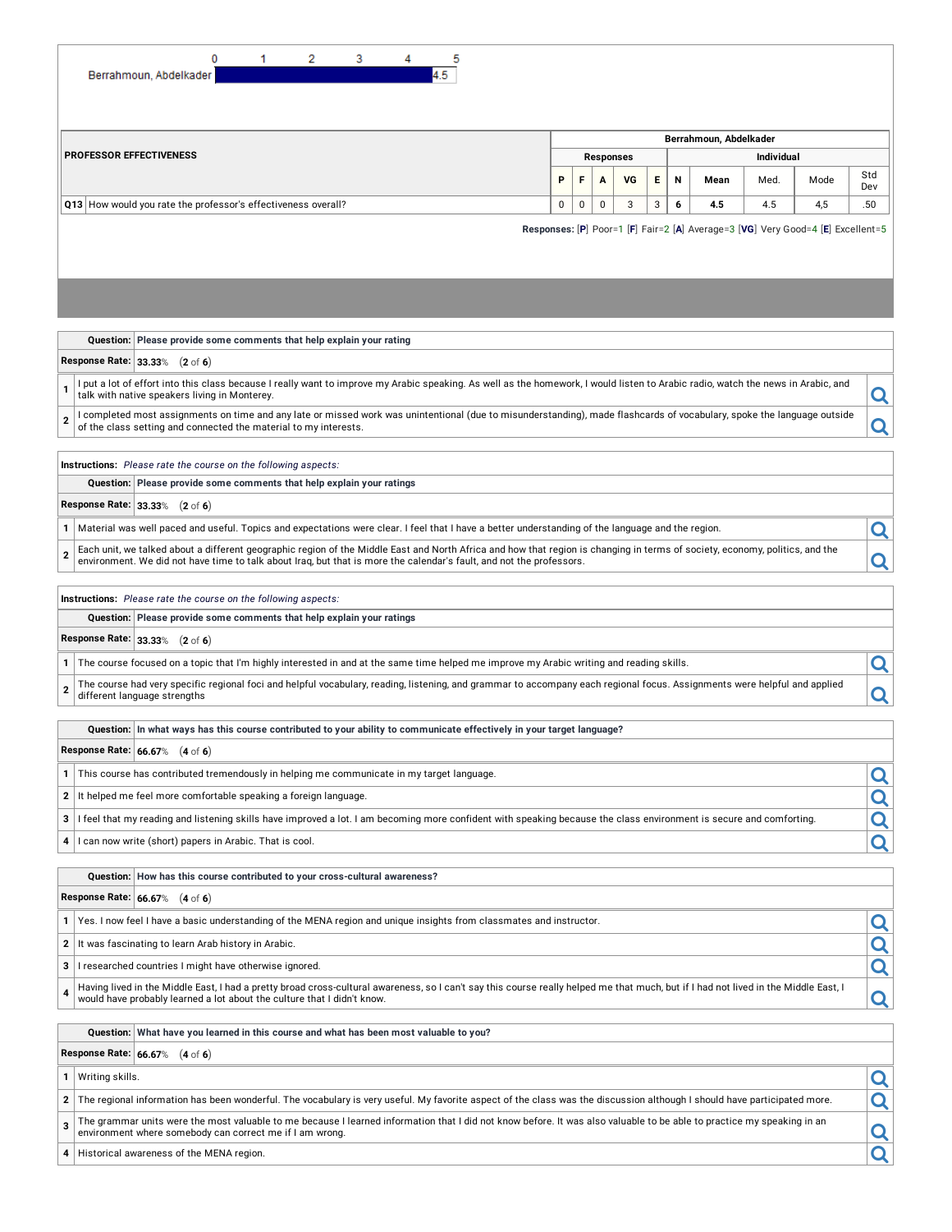| | 0 | 1 | 2 | 3 | 4 | 5 |
|---|---|---|---|---|---|---|
| Berrahmoun, Abdelkader | 4.5 | | | | | |

| PROFESSOR EFFECTIVENESS | Berrahmoun, Abdelkader | | | | | | | | | |
|---|---|---|---|---|---|---|---|---|---|---|
| | Responses | | | | | Individual | | | | |
| | P | F | A | VG | E | N | Mean | Med. | Mode | Std Dev |
| Q13 How would you rate the professor's effectiveness overall? | 0 | 0 | 0 | 3 | 3 | 6 | 4.5 | 4.5 | 4,5 | .50 |

**Responses:** [P] Poor=1 [F] Fair=2 [A] Average=3 [VG] Very Good=4 [E] Excellent=5

**Question:** Please provide some comments that help explain your rating

**Response Rate:** 33.33% (2 of 6)

1. I put a lot of effort into this class because I really want to improve my Arabic speaking. As well as the homework, I would listen to Arabic radio, watch the news in Arabic, and talk with native speakers living in Monterey.
2. I completed most assignments on time and any late or missed work was unintentional (due to misunderstanding), made flashcards of vocabulary, spoke the language outside of the class setting and connected the material to my interests.

**Instructions:** *Please rate the course on the following aspects:*

**Question:** Please provide some comments that help explain your ratings

**Response Rate:** 33.33% (2 of 6)

1. Material was well paced and useful. Topics and expectations were clear. I feel that I have a better understanding of the language and the region.
2. Each unit, we talked about a different geographic region of the Middle East and North Africa and how that region is changing in terms of society, economy, politics, and the environment. We did not have time to talk about Iraq, but that is more the calendar's fault, and not the professors.

**Instructions:** *Please rate the course on the following aspects:*

**Question:** Please provide some comments that help explain your ratings

**Response Rate:** 33.33% (2 of 6)

1. The course focused on a topic that I'm highly interested in and at the same time helped me improve my Arabic writing and reading skills.
2. The course had very specific regional foci and helpful vocabulary, reading, listening, and grammar to accompany each regional focus. Assignments were helpful and applied different language strengths

**Question:** In what ways has this course contributed to your ability to communicate effectively in your target language?

**Response Rate:** 66.67% (4 of 6)

1. This course has contributed tremendously in helping me communicate in my target language.
2. It helped me feel more comfortable speaking a foreign language.
3. I feel that my reading and listening skills have improved a lot. I am becoming more confident with speaking because the class environment is secure and comforting.
4. I can now write (short) papers in Arabic. That is cool.

**Question:** How has this course contributed to your cross-cultural awareness?

**Response Rate:** 66.67% (4 of 6)

1. Yes. I now feel I have a basic understanding of the MENA region and unique insights from classmates and instructor.
2. It was fascinating to learn Arab history in Arabic.
3. I researched countries I might have otherwise ignored.
4. Having lived in the Middle East, I had a pretty broad cross-cultural awareness, so I can't say this course really helped me that much, but if I had not lived in the Middle East, I would have probably learned a lot about the culture that I didn't know.

**Question:** What have you learned in this course and what has been most valuable to you?

**Response Rate:** 66.67% (4 of 6)

1. Writing skills.
2. The regional information has been wonderful. The vocabulary is very useful. My favorite aspect of the class was the discussion although I should have participated more.
3. The grammar units were the most valuable to me because I learned information that I did not know before. It was also valuable to be able to practice my speaking in an environment where somebody can correct me if I am wrong.
4. Historical awareness of the MENA region.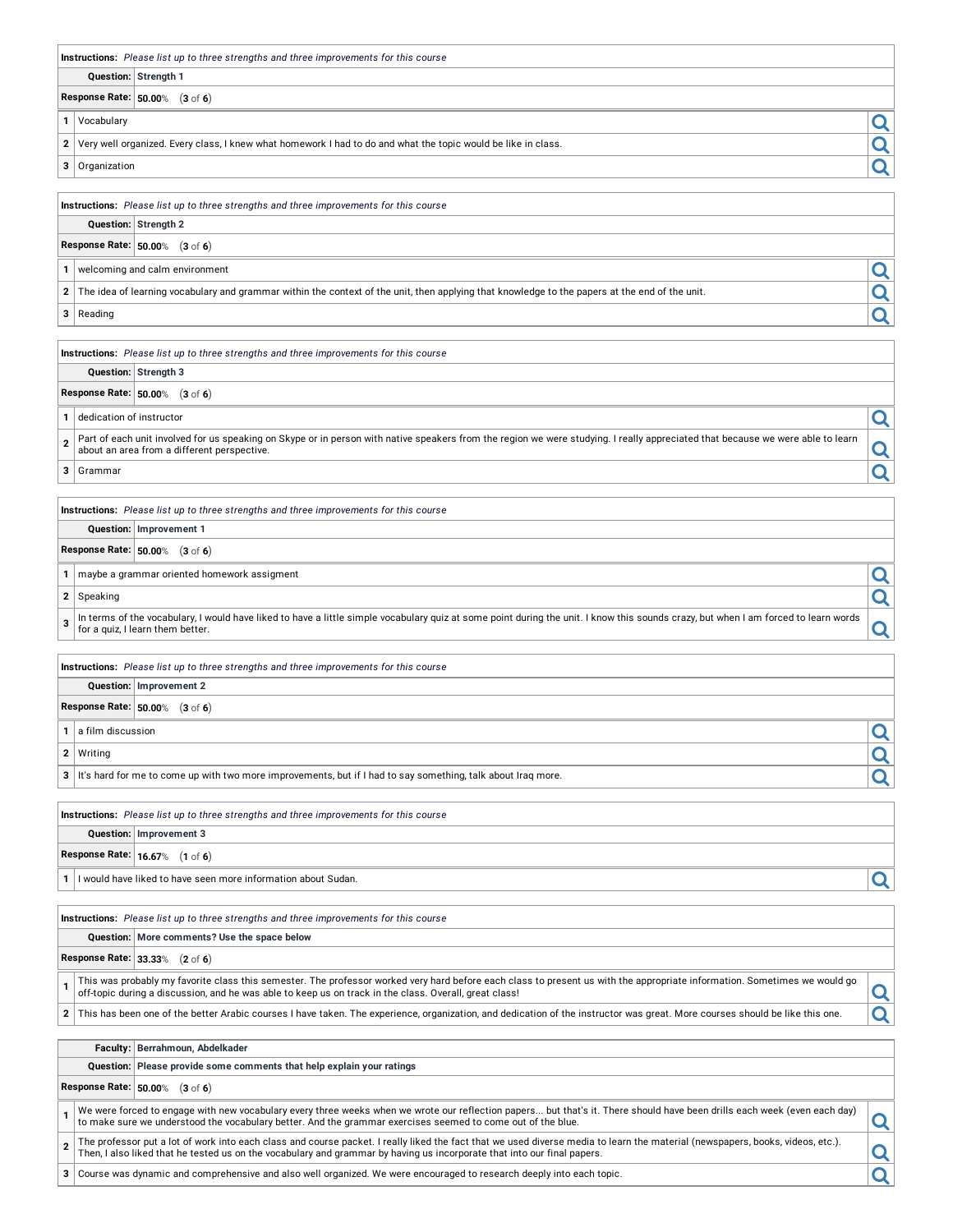**Instructions:** *Please list up to three strengths and three improvements for this course*

**Question:** **Strength 1**

**Response Rate:** **50.00**% (**3** of **6**)

| # | Response |
|---|---|
| 1 | Vocabulary |
| 2 | Very well organized. Every class, I knew what homework I had to do and what the topic would be like in class. |
| 3 | Organization |

**Instructions:** *Please list up to three strengths and three improvements for this course*

**Question:** **Strength 2**

**Response Rate:** **50.00**% (**3** of **6**)

| # | Response |
|---|---|
| 1 | welcoming and calm environment |
| 2 | The idea of learning vocabulary and grammar within the context of the unit, then applying that knowledge to the papers at the end of the unit. |
| 3 | Reading |

**Instructions:** *Please list up to three strengths and three improvements for this course*

**Question:** **Strength 3**

**Response Rate:** **50.00**% (**3** of **6**)

| # | Response |
|---|---|
| 1 | dedication of instructor |
| 2 | Part of each unit involved for us speaking on Skype or in person with native speakers from the region we were studying. I really appreciated that because we were able to learn about an area from a different perspective. |
| 3 | Grammar |

**Instructions:** *Please list up to three strengths and three improvements for this course*

**Question:** **Improvement 1**

**Response Rate:** **50.00**% (**3** of **6**)

| # | Response |
|---|---|
| 1 | maybe a grammar oriented homework assigment |
| 2 | Speaking |
| 3 | In terms of the vocabulary, I would have liked to have a little simple vocabulary quiz at some point during the unit. I know this sounds crazy, but when I am forced to learn words for a quiz, I learn them better. |

**Instructions:** *Please list up to three strengths and three improvements for this course*

**Question:** **Improvement 2**

**Response Rate:** **50.00**% (**3** of **6**)

| # | Response |
|---|---|
| 1 | a film discussion |
| 2 | Writing |
| 3 | It's hard for me to come up with two more improvements, but if I had to say something, talk about Iraq more. |

**Instructions:** *Please list up to three strengths and three improvements for this course*

**Question:** **Improvement 3**

**Response Rate:** **16.67**% (**1** of **6**)

| # | Response |
|---|---|
| 1 | I would have liked to have seen more information about Sudan. |

**Instructions:** *Please list up to three strengths and three improvements for this course*

**Question:** **More comments? Use the space below**

**Response Rate:** **33.33**% (**2** of **6**)

| # | Response |
|---|---|
| 1 | This was probably my favorite class this semester. The professor worked very hard before each class to present us with the appropriate information. Sometimes we would go off-topic during a discussion, and he was able to keep us on track in the class. Overall, great class! |
| 2 | This has been one of the better Arabic courses I have taken. The experience, organization, and dedication of the instructor was great. More courses should be like this one. |

**Faculty:** **Berrahmoun, Abdelkader**

**Question:** **Please provide some comments that help explain your ratings**

**Response Rate:** **50.00**% (**3** of **6**)

| # | Response |
|---|---|
| 1 | We were forced to engage with new vocabulary every three weeks when we wrote our reflection papers... but that's it. There should have been drills each week (even each day) to make sure we understood the vocabulary better. And the grammar exercises seemed to come out of the blue. |
| 2 | The professor put a lot of work into each class and course packet. I really liked the fact that we used diverse media to learn the material (newspapers, books, videos, etc.). Then, I also liked that he tested us on the vocabulary and grammar by having us incorporate that into our final papers. |
| 3 | Course was dynamic and comprehensive and also well organized. We were encouraged to research deeply into each topic. |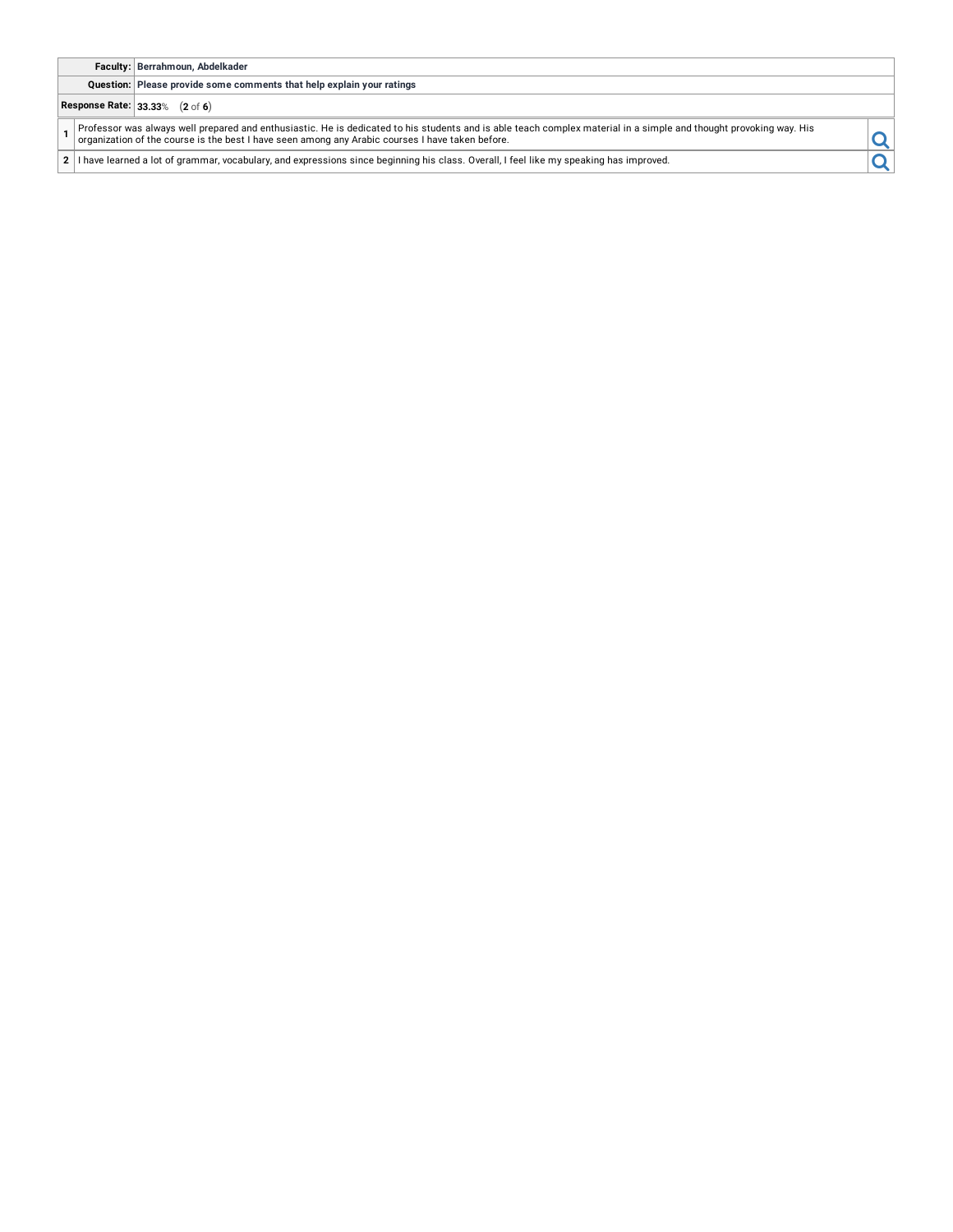| | |
|---|---|
| **Faculty:** | **Berrahmoun, Abdelkader** |
| **Question:** | **Please provide some comments that help explain your ratings** |
| **Response Rate:** | **33.33**% (**2** of **6**) |

| | |
|---|---|
| 1 | Professor was always well prepared and enthusiastic. He is dedicated to his students and is able teach complex material in a simple and thought provoking way. His organization of the course is the best I have seen among any Arabic courses I have taken before. |
| 2 | I have learned a lot of grammar, vocabulary, and expressions since beginning his class. Overall, I feel like my speaking has improved. |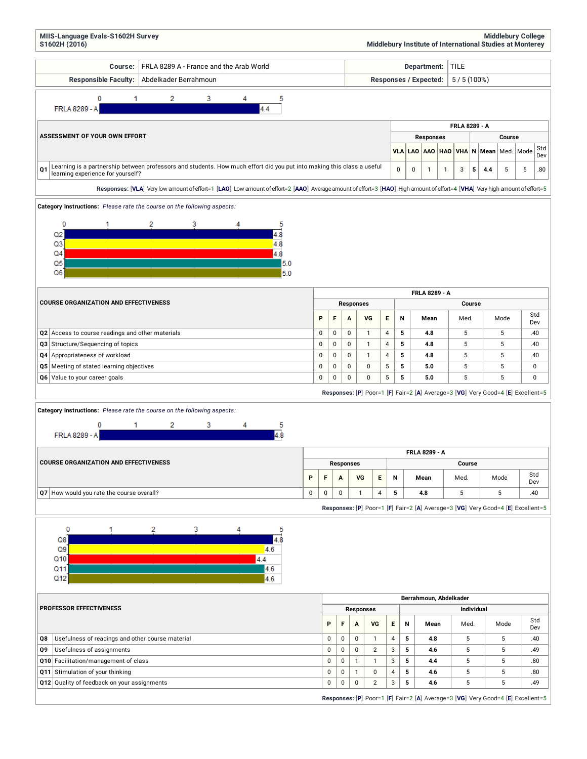**MIIS-Language Evals-S1602H Survey**
**S1602H (2016)**

**Middlebury College**
**Middlebury Institute of International Studies at Monterey**

| Course: | FRLA 8289 A - France and the Arab World | Department: | TILE |
|---|---|---|---|
| Responsible Faculty: | Abdelkader Berrahmoun | Responses / Expected: | 5 / 5 (100%) |

FRLA 8289 - A: 4.4

| ASSESSMENT OF YOUR OWN EFFORT | FRLA 8289 - A | | | | | | | | | |
|---|---|---|---|---|---|---|---|---|---|---|
| | Responses | | | | | Course | | | | |
| | VLA | LAO | AAO | HAO | VHA | N | Mean | Med. | Mode | Std Dev |
| **Q1** Learning is a partnership between professors and students. How much effort did you put into making this class a useful learning experience for yourself? | 0 | 0 | 1 | 1 | 3 | 5 | 4.4 | 5 | 5 | .80 |

**Responses:** [**VLA**] Very low amount of effort=1 [**LAO**] Low amount of effort=2 [**AAO**] Average amount of effort=3 [**HAO**] High amount of effort=4 [**VHA**] Very high amount of effort=5

**Category Instructions:** *Please rate the course on the following aspects:*

Q2: 4.8, Q3: 4.8, Q4: 4.8, Q5: 5.0, Q6: 5.0

| COURSE ORGANIZATION AND EFFECTIVENESS | FRLA 8289 - A | | | | | | | | | |
|---|---|---|---|---|---|---|---|---|---|---|
| | Responses | | | | | Course | | | | |
| | P | F | A | VG | E | N | Mean | Med. | Mode | Std Dev |
| **Q2** Access to course readings and other materials | 0 | 0 | 0 | 1 | 4 | 5 | 4.8 | 5 | 5 | .40 |
| **Q3** Structure/Sequencing of topics | 0 | 0 | 0 | 1 | 4 | 5 | 4.8 | 5 | 5 | .40 |
| **Q4** Appropriateness of workload | 0 | 0 | 0 | 1 | 4 | 5 | 4.8 | 5 | 5 | .40 |
| **Q5** Meeting of stated learning objectives | 0 | 0 | 0 | 0 | 5 | 5 | 5.0 | 5 | 5 | 0 |
| **Q6** Value to your career goals | 0 | 0 | 0 | 0 | 5 | 5 | 5.0 | 5 | 5 | 0 |

**Responses:** [**P**] Poor=1 [**F**] Fair=2 [**A**] Average=3 [**VG**] Very Good=4 [**E**] Excellent=5

**Category Instructions:** *Please rate the course on the following aspects:*

FRLA 8289 - A: 4.8

| COURSE ORGANIZATION AND EFFECTIVENESS | FRLA 8289 - A | | | | | | | | | |
|---|---|---|---|---|---|---|---|---|---|---|
| | Responses | | | | | Course | | | | |
| | P | F | A | VG | E | N | Mean | Med. | Mode | Std Dev |
| **Q7** How would you rate the course overall? | 0 | 0 | 0 | 1 | 4 | 5 | 4.8 | 5 | 5 | .40 |

**Responses:** [**P**] Poor=1 [**F**] Fair=2 [**A**] Average=3 [**VG**] Very Good=4 [**E**] Excellent=5

Q8: 4.8, Q9: 4.6, Q10: 4.4, Q11: 4.6, Q12: 4.6

| PROFESSOR EFFECTIVENESS | Berrahmoun, Abdelkader | | | | | | | | | |
|---|---|---|---|---|---|---|---|---|---|---|
| | Responses | | | | | Individual | | | | |
| | P | F | A | VG | E | N | Mean | Med. | Mode | Std Dev |
| **Q8** Usefulness of readings and other course material | 0 | 0 | 0 | 1 | 4 | 5 | 4.8 | 5 | 5 | .40 |
| **Q9** Usefulness of assignments | 0 | 0 | 0 | 2 | 3 | 5 | 4.6 | 5 | 5 | .49 |
| **Q10** Facilitation/management of class | 0 | 0 | 1 | 1 | 3 | 5 | 4.4 | 5 | 5 | .80 |
| **Q11** Stimulation of your thinking | 0 | 0 | 1 | 0 | 4 | 5 | 4.6 | 5 | 5 | .80 |
| **Q12** Quality of feedback on your assignments | 0 | 0 | 0 | 2 | 3 | 5 | 4.6 | 5 | 5 | .49 |

**Responses:** [**P**] Poor=1 [**F**] Fair=2 [**A**] Average=3 [**VG**] Very Good=4 [**E**] Excellent=5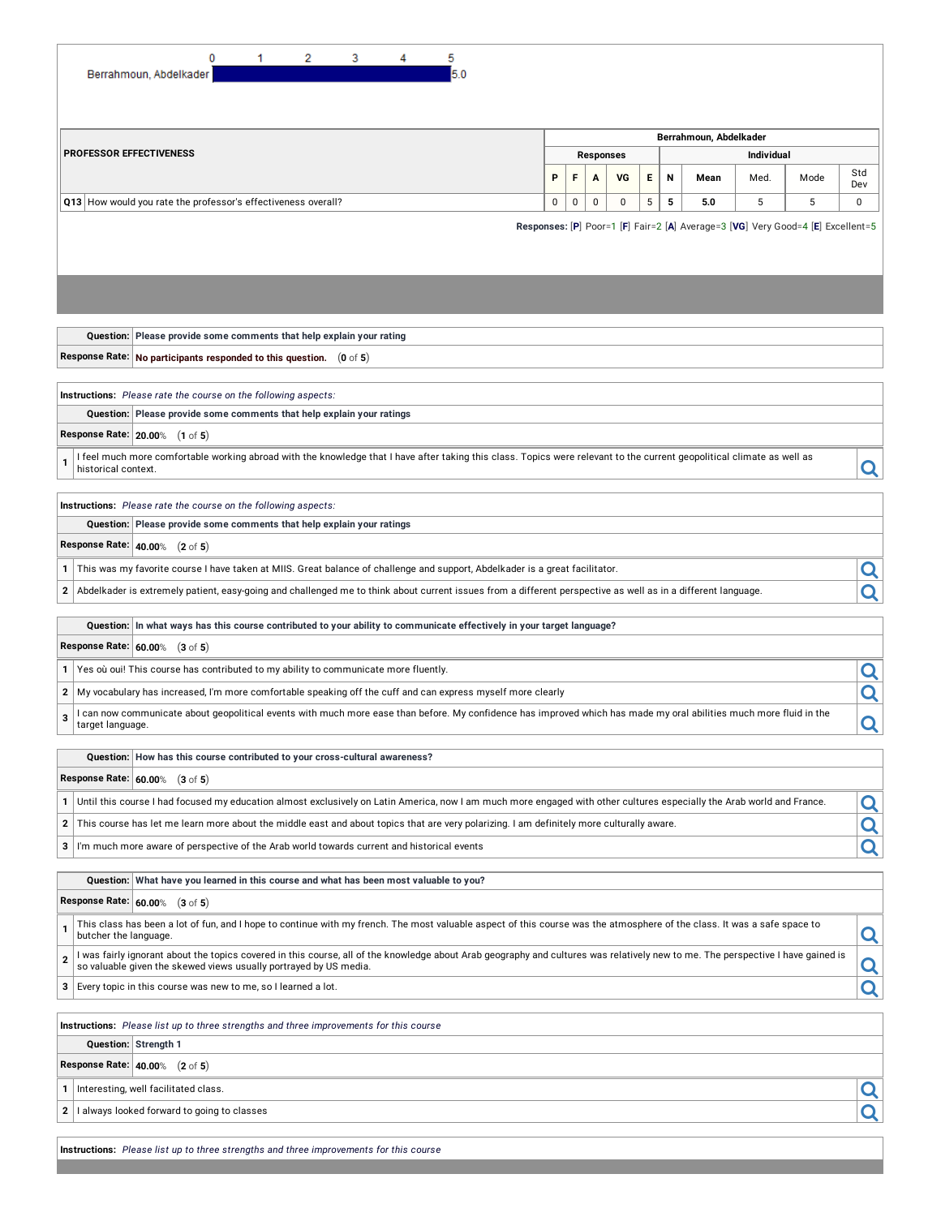| | 0 | 1 | 2 | 3 | 4 | 5 |
|---|---|---|---|---|---|---|
| Berrahmoun, Abdelkader | | | | | | 5.0 |

| PROFESSOR EFFECTIVENESS | Berrahmoun, Abdelkader | | | | | | | | | |
|---|---|---|---|---|---|---|---|---|---|---|
| | Responses | | | | | Individual | | | | |
| | P | F | A | VG | E | N | Mean | Med. | Mode | Std Dev |
| Q13 How would you rate the professor's effectiveness overall? | 0 | 0 | 0 | 0 | 5 | 5 | 5.0 | 5 | 5 | 0 |

**Responses:** [**P**] Poor=1 [**F**] Fair=2 [**A**] Average=3 [**VG**] Very Good=4 [**E**] Excellent=5

**Question:** Please provide some comments that help explain your rating

**Response Rate:** No participants responded to this question. (**0** of **5**)

---

**Instructions:** *Please rate the course on the following aspects:*

**Question:** Please provide some comments that help explain your ratings

**Response Rate:** 20.00% (**1** of **5**)

1. I feel much more comfortable working abroad with the knowledge that I have after taking this class. Topics were relevant to the current geopolitical climate as well as historical context.

---

**Instructions:** *Please rate the course on the following aspects:*

**Question:** Please provide some comments that help explain your ratings

**Response Rate:** 40.00% (**2** of **5**)

1. This was my favorite course I have taken at MIIS. Great balance of challenge and support, Abdelkader is a great facilitator.
2. Abdelkader is extremely patient, easy-going and challenged me to think about current issues from a different perspective as well as in a different language.

---

**Question:** In what ways has this course contributed to your ability to communicate effectively in your target language?

**Response Rate:** 60.00% (**3** of **5**)

1. Yes où oui! This course has contributed to my ability to communicate more fluently.
2. My vocabulary has increased, I'm more comfortable speaking off the cuff and can express myself more clearly
3. I can now communicate about geopolitical events with much more ease than before. My confidence has improved which has made my oral abilities much more fluid in the target language.

---

**Question:** How has this course contributed to your cross-cultural awareness?

**Response Rate:** 60.00% (**3** of **5**)

1. Until this course I had focused my education almost exclusively on Latin America, now I am much more engaged with other cultures especially the Arab world and France.
2. This course has let me learn more about the middle east and about topics that are very polarizing. I am definitely more culturally aware.
3. I'm much more aware of perspective of the Arab world towards current and historical events

---

**Question:** What have you learned in this course and what has been most valuable to you?

**Response Rate:** 60.00% (**3** of **5**)

1. This class has been a lot of fun, and I hope to continue with my french. The most valuable aspect of this course was the atmosphere of the class. It was a safe space to butcher the language.
2. I was fairly ignorant about the topics covered in this course, all of the knowledge about Arab geography and cultures was relatively new to me. The perspective I have gained is so valuable given the skewed views usually portrayed by US media.
3. Every topic in this course was new to me, so I learned a lot.

---

**Instructions:** *Please list up to three strengths and three improvements for this course*

**Question:** Strength 1

**Response Rate:** 40.00% (**2** of **5**)

1. Interesting, well facilitated class.
2. I always looked forward to going to classes

---

**Instructions:** *Please list up to three strengths and three improvements for this course*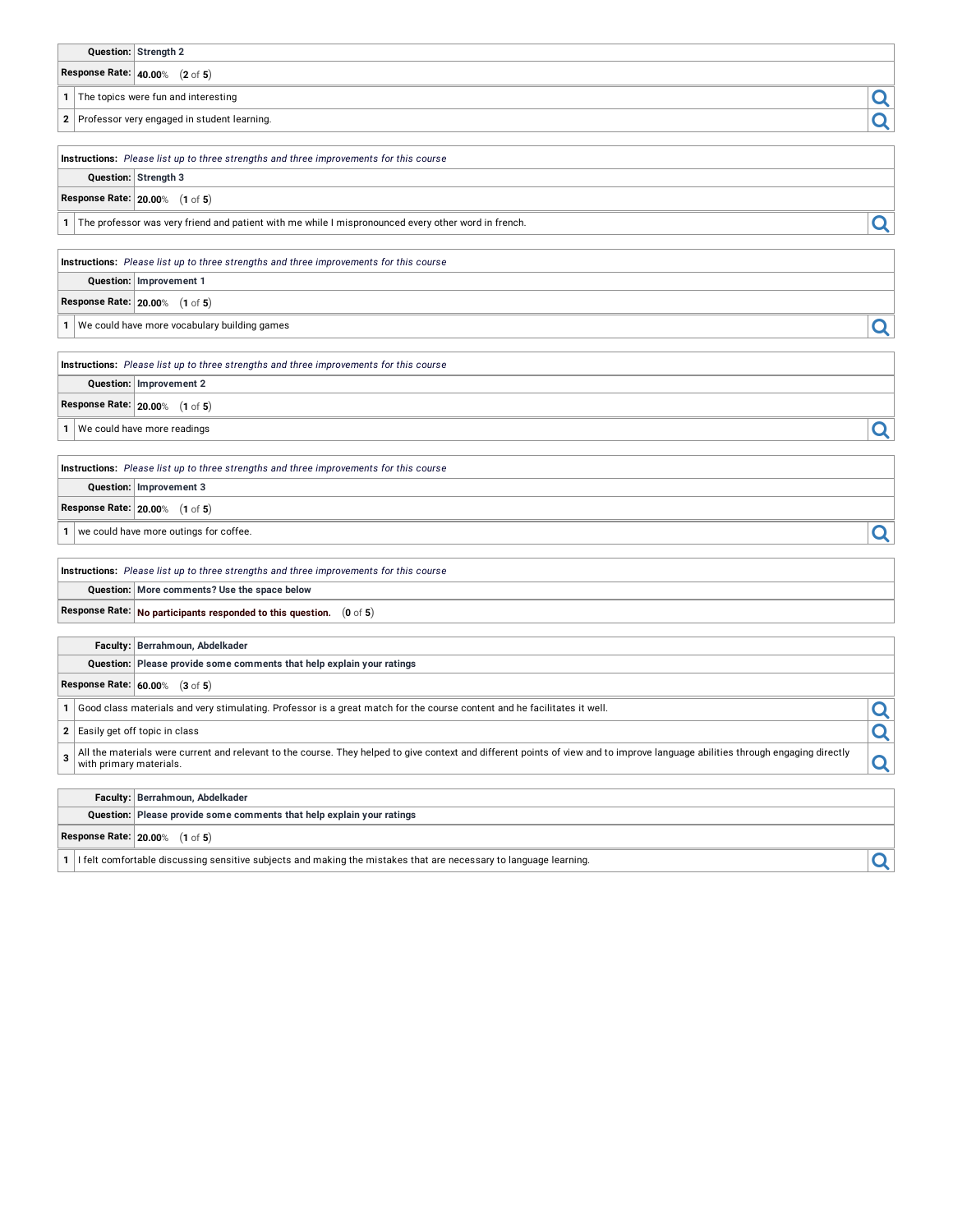| Question: | Strength 2 |
|---|---|
| Response Rate: | 40.00% (2 of 5) |

| | |
|---|---|
| 1 | The topics were fun and interesting |
| 2 | Professor very engaged in student learning. |

| Instructions: | *Please list up to three strengths and three improvements for this course* |
|---|---|
| Question: | Strength 3 |
| Response Rate: | 20.00% (1 of 5) |

| | |
|---|---|
| 1 | The professor was very friend and patient with me while I mispronounced every other word in french. |

| Instructions: | *Please list up to three strengths and three improvements for this course* |
|---|---|
| Question: | Improvement 1 |
| Response Rate: | 20.00% (1 of 5) |

| | |
|---|---|
| 1 | We could have more vocabulary building games |

| Instructions: | *Please list up to three strengths and three improvements for this course* |
|---|---|
| Question: | Improvement 2 |
| Response Rate: | 20.00% (1 of 5) |

| | |
|---|---|
| 1 | We could have more readings |

| Instructions: | *Please list up to three strengths and three improvements for this course* |
|---|---|
| Question: | Improvement 3 |
| Response Rate: | 20.00% (1 of 5) |

| | |
|---|---|
| 1 | we could have more outings for coffee. |

| Instructions: | *Please list up to three strengths and three improvements for this course* |
|---|---|
| Question: | More comments? Use the space below |
| Response Rate: | No participants responded to this question. (0 of 5) |

| Faculty: | Berrahmoun, Abdelkader |
|---|---|
| Question: | Please provide some comments that help explain your ratings |
| Response Rate: | 60.00% (3 of 5) |

| | |
|---|---|
| 1 | Good class materials and very stimulating. Professor is a great match for the course content and he facilitates it well. |
| 2 | Easily get off topic in class |
| 3 | All the materials were current and relevant to the course. They helped to give context and different points of view and to improve language abilities through engaging directly with primary materials. |

| Faculty: | Berrahmoun, Abdelkader |
|---|---|
| Question: | Please provide some comments that help explain your ratings |
| Response Rate: | 20.00% (1 of 5) |

| | |
|---|---|
| 1 | I felt comfortable discussing sensitive subjects and making the mistakes that are necessary to language learning. |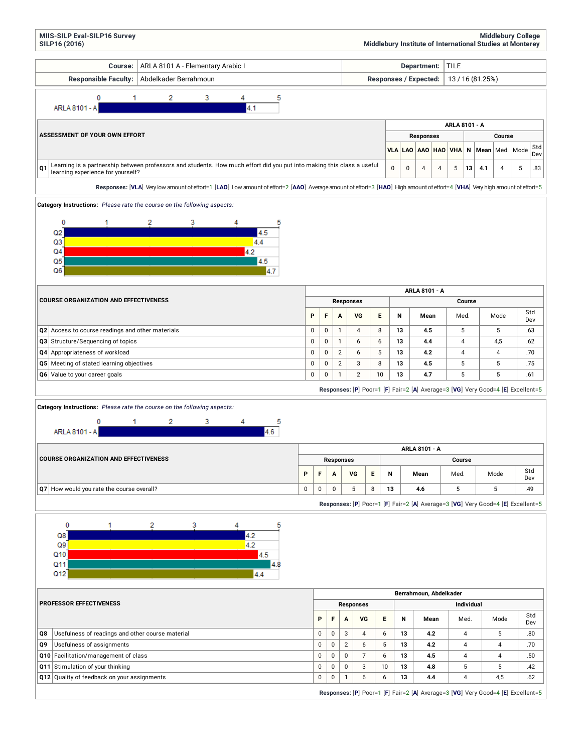**MIIS-SILP Eval-SILP16 Survey**
**SILP16 (2016)**

**Middlebury College**
**Middlebury Institute of International Studies at Monterey**

| **Course:** | ARLA 8101 A - Elementary Arabic I | **Department:** | TILE |
|---|---|---|---|
| **Responsible Faculty:** | Abdelkader Berrahmoun | **Responses / Expected:** | 13 / 16 (81.25%) |

ARLA 8101 - A: 4.1

| **ASSESSMENT OF YOUR OWN EFFORT** | ARLA 8101 - A | | | | | | | | | |
|---|---|---|---|---|---|---|---|---|---|---|
| | Responses | | | | | Course | | | | |
| | VLA | LAO | AAO | HAO | VHA | N | Mean | Med. | Mode | Std Dev |
| **Q1** Learning is a partnership between professors and students. How much effort did you put into making this class a useful learning experience for yourself? | 0 | 0 | 4 | 4 | 5 | 13 | 4.1 | 4 | 5 | .83 |

**Responses:** [VLA] Very low amount of effort=1 [LAO] Low amount of effort=2 [AAO] Average amount of effort=3 [HAO] High amount of effort=4 [VHA] Very high amount of effort=5

**Category Instructions:** *Please rate the course on the following aspects:*

Q2: 4.5, Q3: 4.4, Q4: 4.2, Q5: 4.5, Q6: 4.7

| **COURSE ORGANIZATION AND EFFECTIVENESS** | ARLA 8101 - A | | | | | | | | | |
|---|---|---|---|---|---|---|---|---|---|---|
| | Responses | | | | | Course | | | | |
| | P | F | A | VG | E | N | Mean | Med. | Mode | Std Dev |
| **Q2** Access to course readings and other materials | 0 | 0 | 1 | 4 | 8 | 13 | 4.5 | 5 | 5 | .63 |
| **Q3** Structure/Sequencing of topics | 0 | 0 | 1 | 6 | 6 | 13 | 4.4 | 4 | 4,5 | .62 |
| **Q4** Appropriateness of workload | 0 | 0 | 2 | 6 | 5 | 13 | 4.2 | 4 | 4 | .70 |
| **Q5** Meeting of stated learning objectives | 0 | 0 | 2 | 3 | 8 | 13 | 4.5 | 5 | 5 | .75 |
| **Q6** Value to your career goals | 0 | 0 | 1 | 2 | 10 | 13 | 4.7 | 5 | 5 | .61 |

**Responses:** [P] Poor=1 [F] Fair=2 [A] Average=3 [VG] Very Good=4 [E] Excellent=5

**Category Instructions:** *Please rate the course on the following aspects:*

ARLA 8101 - A: 4.6

| **COURSE ORGANIZATION AND EFFECTIVENESS** | ARLA 8101 - A | | | | | | | | | |
|---|---|---|---|---|---|---|---|---|---|---|
| | Responses | | | | | Course | | | | |
| | P | F | A | VG | E | N | Mean | Med. | Mode | Std Dev |
| **Q7** How would you rate the course overall? | 0 | 0 | 0 | 5 | 8 | 13 | 4.6 | 5 | 5 | .49 |

**Responses:** [P] Poor=1 [F] Fair=2 [A] Average=3 [VG] Very Good=4 [E] Excellent=5

Q8: 4.2, Q9: 4.2, Q10: 4.5, Q11: 4.8, Q12: 4.4

| **PROFESSOR EFFECTIVENESS** | Berrahmoun, Abdelkader | | | | | | | | | |
|---|---|---|---|---|---|---|---|---|---|---|
| | Responses | | | | | Individual | | | | |
| | P | F | A | VG | E | N | Mean | Med. | Mode | Std Dev |
| **Q8** Usefulness of readings and other course material | 0 | 0 | 3 | 4 | 6 | 13 | 4.2 | 4 | 5 | .80 |
| **Q9** Usefulness of assignments | 0 | 0 | 2 | 6 | 5 | 13 | 4.2 | 4 | 4 | .70 |
| **Q10** Facilitation/management of class | 0 | 0 | 0 | 7 | 6 | 13 | 4.5 | 4 | 4 | .50 |
| **Q11** Stimulation of your thinking | 0 | 0 | 0 | 3 | 10 | 13 | 4.8 | 5 | 5 | .42 |
| **Q12** Quality of feedback on your assignments | 0 | 0 | 1 | 6 | 6 | 13 | 4.4 | 4 | 4,5 | .62 |

**Responses:** [P] Poor=1 [F] Fair=2 [A] Average=3 [VG] Very Good=4 [E] Excellent=5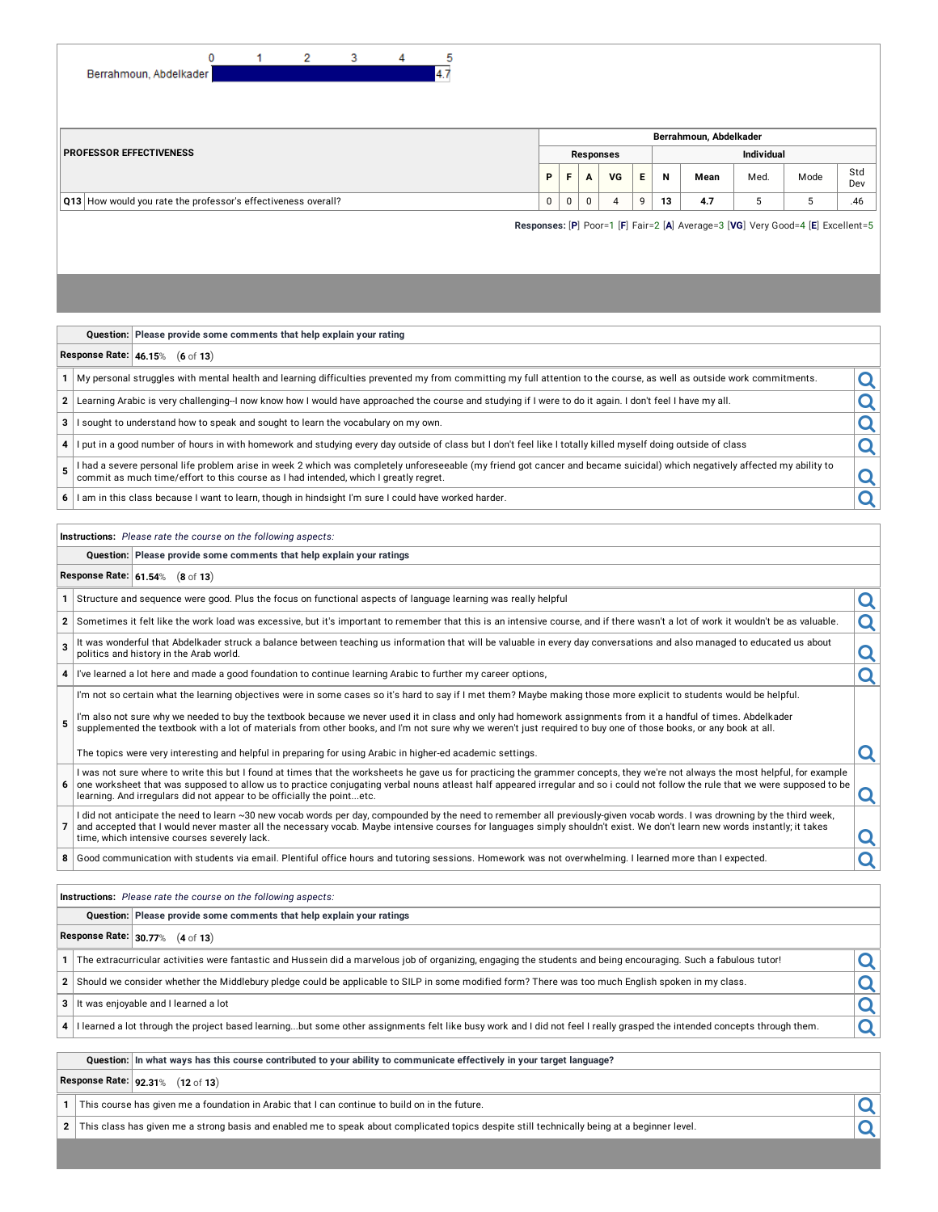| | 0 | 1 | 2 | 3 | 4 | 5 |
|---|---|---|---|---|---|---|
| Berrahmoun, Abdelkader | | | | | | 4.7 |

| PROFESSOR EFFECTIVENESS | Berrahmoun, Abdelkader | | | | | | | | | |
|---|---|---|---|---|---|---|---|---|---|---|
| | Responses | | | | | Individual | | | | |
| | P | F | A | VG | E | N | Mean | Med. | Mode | Std Dev |
| Q13 How would you rate the professor's effectiveness overall? | 0 | 0 | 0 | 4 | 9 | 13 | 4.7 | 5 | 5 | .46 |

**Responses:** [P] Poor=1 [F] Fair=2 [A] Average=3 [VG] Very Good=4 [E] Excellent=5

**Question:** Please provide some comments that help explain your rating

**Response Rate:** 46.15% (6 of 13)

1. My personal struggles with mental health and learning difficulties prevented my from committing my full attention to the course, as well as outside work commitments.
2. Learning Arabic is very challenging--I now know how I would have approached the course and studying if I were to do it again. I don't feel I have my all.
3. I sought to understand how to speak and sought to learn the vocabulary on my own.
4. I put in a good number of hours in with homework and studying every day outside of class but I don't feel like I totally killed myself doing outside of class
5. I had a severe personal life problem arise in week 2 which was completely unforeseeable (my friend got cancer and became suicidal) which negatively affected my ability to commit as much time/effort to this course as I had intended, which I greatly regret.
6. I am in this class because I want to learn, though in hindsight I'm sure I could have worked harder.

**Instructions:** *Please rate the course on the following aspects:*

**Question:** Please provide some comments that help explain your ratings

**Response Rate:** 61.54% (8 of 13)

1. Structure and sequence were good. Plus the focus on functional aspects of language learning was really helpful
2. Sometimes it felt like the work load was excessive, but it's important to remember that this is an intensive course, and if there wasn't a lot of work it wouldn't be as valuable.
3. It was wonderful that Abdelkader struck a balance between teaching us information that will be valuable in every day conversations and also managed to educated us about politics and history in the Arab world.
4. I've learned a lot here and made a good foundation to continue learning Arabic to further my career options,
5. I'm not so certain what the learning objectives were in some cases so it's hard to say if I met them? Maybe making those more explicit to students would be helpful.

   I'm also not sure why we needed to buy the textbook because we never used it in class and only had homework assignments from it a handful of times. Abdelkader supplemented the textbook with a lot of materials from other books, and I'm not sure why we weren't just required to buy one of those books, or any book at all.

   The topics were very interesting and helpful in preparing for using Arabic in higher-ed academic settings.
6. I was not sure where to write this but I found at times that the worksheets he gave us for practicing the grammer concepts, they we're not always the most helpful, for example one worksheet that was supposed to allow us to practice conjugating verbal nouns atleast half appeared irregular and so i could not follow the rule that we were supposed to be learning. And irregulars did not appear to be officially the point...etc.
7. I did not anticipate the need to learn ~30 new vocab words per day, compounded by the need to remember all previously-given vocab words. I was drowning by the third week, and accepted that I would never master all the necessary vocab. Maybe intensive courses for languages simply shouldn't exist. We don't learn new words instantly; it takes time, which intensive courses severely lack.
8. Good communication with students via email. Plentiful office hours and tutoring sessions. Homework was not overwhelming. I learned more than I expected.

**Instructions:** *Please rate the course on the following aspects:*

**Question:** Please provide some comments that help explain your ratings

**Response Rate:** 30.77% (4 of 13)

1. The extracurricular activities were fantastic and Hussein did a marvelous job of organizing, engaging the students and being encouraging. Such a fabulous tutor!
2. Should we consider whether the Middlebury pledge could be applicable to SILP in some modified form? There was too much English spoken in my class.
3. It was enjoyable and I learned a lot
4. I learned a lot through the project based learning...but some other assignments felt like busy work and I did not feel I really grasped the intended concepts through them.

**Question:** In what ways has this course contributed to your ability to communicate effectively in your target language?

**Response Rate:** 92.31% (12 of 13)

1. This course has given me a foundation in Arabic that I can continue to build on in the future.
2. This class has given me a strong basis and enabled me to speak about complicated topics despite still technically being at a beginner level.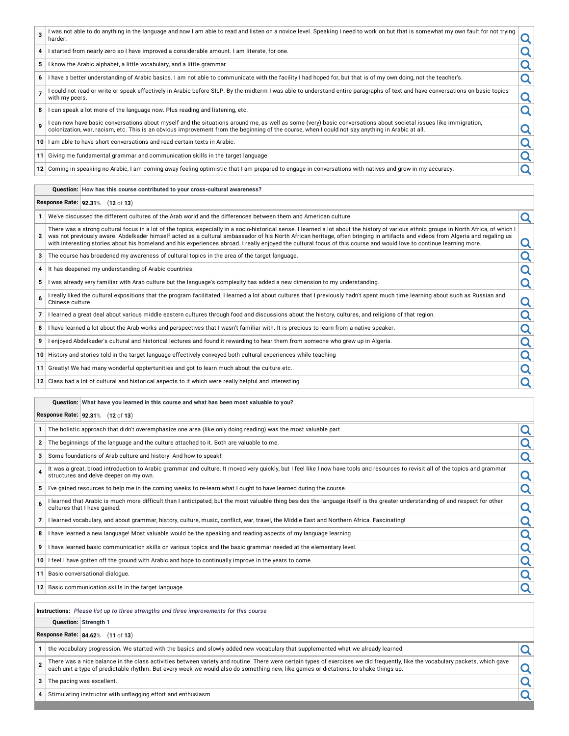| | |
|---|---|
| 3 | I was not able to do anything in the language and now I am able to read and listen on a novice level. Speaking I need to work on but that is somewhat my own fault for not trying harder. |
| 4 | I started from nearly zero so I have improved a considerable amount. I am literate, for one. |
| 5 | I know the Arabic alphabet, a little vocabulary, and a little grammar. |
| 6 | I have a better understanding of Arabic basics. I am not able to communicate with the facility I had hoped for, but that is of my own doing, not the teacher's. |
| 7 | I could not read or write or speak effectively in Arabic before SILP. By the midterm I was able to understand entire paragraphs of text and have conversations on basic topics with my peers. |
| 8 | I can speak a lot more of the language now. Plus reading and listening, etc. |
| 9 | I can now have basic conversations about myself and the situations around me, as well as some (very) basic conversations about societal issues like immigration, colonization, war, racism, etc. This is an obvious improvement from the beginning of the course, when I could not say anything in Arabic at all. |
| 10 | I am able to have short conversations and read certain texts in Arabic. |
| 11 | Giving me fundamental grammar and communication skills in the target language |
| 12 | Coming in speaking no Arabic, I am coming away feeling optimistic that I am prepared to engage in conversations with natives and grow in my accuracy. |

**Question:** How has this course contributed to your cross-cultural awareness?

**Response Rate:** 92.31% (12 of 13)

| | |
|---|---|
| 1 | We've discussed the different cultures of the Arab world and the differences between them and American culture. |
| 2 | There was a strong cultural focus in a lot of the topics, especially in a socio-historical sense. I learned a lot about the history of various ethnic groups in North Africa, of which I was not previously aware. Abdelkader himself acted as a cultural ambassador of his North African heritage, often bringing in artifacts and videos from Algeria and regaling us with interesting stories about his homeland and his experiences abroad. I really enjoyed the cultural focus of this course and would love to continue learning more. |
| 3 | The course has broadened my awareness of cultural topics in the area of the target language. |
| 4 | It has deepened my understanding of Arabic countries. |
| 5 | I was already very familiar with Arab culture but the language's complexity has added a new dimension to my understanding. |
| 6 | I really liked the cultural expositions that the program facilitated. I learned a lot about cultures that I previously hadn't spent much time learning about such as Russian and Chinese culture |
| 7 | I learned a great deal about various middle eastern cultures through food and discussions about the history, cultures, and religions of that region. |
| 8 | I have learned a lot about the Arab works and perspectives that I wasn't familiar with. It is precious to learn from a native speaker. |
| 9 | I enjoyed Abdelkader's cultural and historical lectures and found it rewarding to hear them from someone who grew up in Algeria. |
| 10 | History and stories told in the target language effectively conveyed both cultural experiences while teaching |
| 11 | Greatly! We had many wonderful opptertunities and got to learn much about the culture etc.. |
| 12 | Class had a lot of cultural and historical aspects to it which were really helpful and interesting. |

**Question:** What have you learned in this course and what has been most valuable to you?

**Response Rate:** 92.31% (12 of 13)

| | |
|---|---|
| 1 | The holistic approach that didn't overemphasize one area (like only doing reading) was the most valuable part |
| 2 | The beginnings of the language and the culture attached to it. Both are valuable to me. |
| 3 | Some foundations of Arab culture and history! And how to speak!! |
| 4 | It was a great, broad introduction to Arabic grammar and culture. It moved very quickly, but I feel like I now have tools and resources to revisit all of the topics and grammar structures and delve deeper on my own. |
| 5 | I've gained resources to help me in the coming weeks to re-learn what I ought to have learned during the course. |
| 6 | I learned that Arabic is much more difficult than I anticipated, but the most valuable thing besides the language itself is the greater understanding of and respect for other cultures that I have gained. |
| 7 | I learned vocabulary, and about grammar, history, culture, music, conflict, war, travel, the Middle East and Northern Africa. Fascinating! |
| 8 | I have learned a new language! Most valuable would be the speaking and reading aspects of my language learning |
| 9 | I have learned basic communication skills on various topics and the basic grammar needed at the elementary level. |
| 10 | I feel I have gotten off the ground with Arabic and hope to continually improve in the years to come. |
| 11 | Basic conversational dialogue. |
| 12 | Basic communication skills in the target language |

**Instructions:** *Please list up to three strengths and three improvements for this course*

**Question:** Strength 1

**Response Rate:** 84.62% (11 of 13)

| | |
|---|---|
| 1 | the vocabulary progression. We started with the basics and slowly added new vocabulary that supplemented what we already learned. |
| 2 | There was a nice balance in the class activities between variety and routine. There were certain types of exercises we did frequently, like the vocabulary packets, which gave each unit a type of predictable rhythm. But every week we would also do something new, like games or dictations, to shake things up. |
| 3 | The pacing was excellent. |
| 4 | Stimulating instructor with unflagging effort and enthusiasm |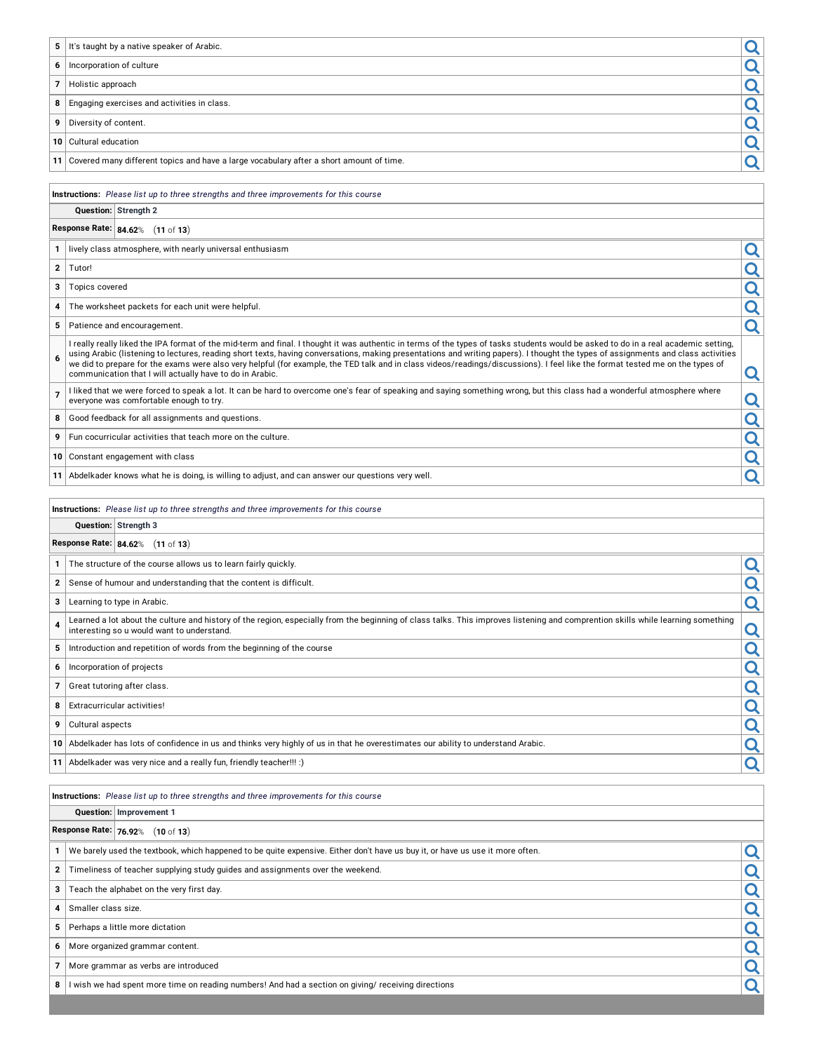| | |
|---|---|
| 5 | It's taught by a native speaker of Arabic. |
| 6 | Incorporation of culture |
| 7 | Holistic approach |
| 8 | Engaging exercises and activities in class. |
| 9 | Diversity of content. |
| 10 | Cultural education |
| 11 | Covered many different topics and have a large vocabulary after a short amount of time. |

**Instructions:** *Please list up to three strengths and three improvements for this course*

**Question:** Strength 2

**Response Rate:** **84.62**% (**11** of **13**)

| | |
|---|---|
| 1 | lively class atmosphere, with nearly universal enthusiasm |
| 2 | Tutor! |
| 3 | Topics covered |
| 4 | The worksheet packets for each unit were helpful. |
| 5 | Patience and encouragement. |
| 6 | I really really liked the IPA format of the mid-term and final. I thought it was authentic in terms of the types of tasks students would be asked to do in a real academic setting, using Arabic (listening to lectures, reading short texts, having conversations, making presentations and writing papers). I thought the types of assignments and class activities we did to prepare for the exams were also very helpful (for example, the TED talk and in class videos/readings/discussions). I feel like the format tested me on the types of communication that I will actually have to do in Arabic. |
| 7 | I liked that we were forced to speak a lot. It can be hard to overcome one's fear of speaking and saying something wrong, but this class had a wonderful atmosphere where everyone was comfortable enough to try. |
| 8 | Good feedback for all assignments and questions. |
| 9 | Fun cocurricular activities that teach more on the culture. |
| 10 | Constant engagement with class |
| 11 | Abdelkader knows what he is doing, is willing to adjust, and can answer our questions very well. |

**Instructions:** *Please list up to three strengths and three improvements for this course*

**Question:** Strength 3

**Response Rate:** **84.62**% (**11** of **13**)

| | |
|---|---|
| 1 | The structure of the course allows us to learn fairly quickly. |
| 2 | Sense of humour and understanding that the content is difficult. |
| 3 | Learning to type in Arabic. |
| 4 | Learned a lot about the culture and history of the region, especially from the beginning of class talks. This improves listening and comprention skills while learning something interesting so u would want to understand. |
| 5 | Introduction and repetition of words from the beginning of the course |
| 6 | Incorporation of projects |
| 7 | Great tutoring after class. |
| 8 | Extracurricular activities! |
| 9 | Cultural aspects |
| 10 | Abdelkader has lots of confidence in us and thinks very highly of us in that he overestimates our ability to understand Arabic. |
| 11 | Abdelkader was very nice and a really fun, friendly teacher!!! :) |

**Instructions:** *Please list up to three strengths and three improvements for this course*

**Question:** Improvement 1

**Response Rate:** **76.92**% (**10** of **13**)

| | |
|---|---|
| 1 | We barely used the textbook, which happened to be quite expensive. Either don't have us buy it, or have us use it more often. |
| 2 | Timeliness of teacher supplying study guides and assignments over the weekend. |
| 3 | Teach the alphabet on the very first day. |
| 4 | Smaller class size. |
| 5 | Perhaps a little more dictation |
| 6 | More organized grammar content. |
| 7 | More grammar as verbs are introduced |
| 8 | I wish we had spent more time on reading numbers! And had a section on giving/ receiving directions |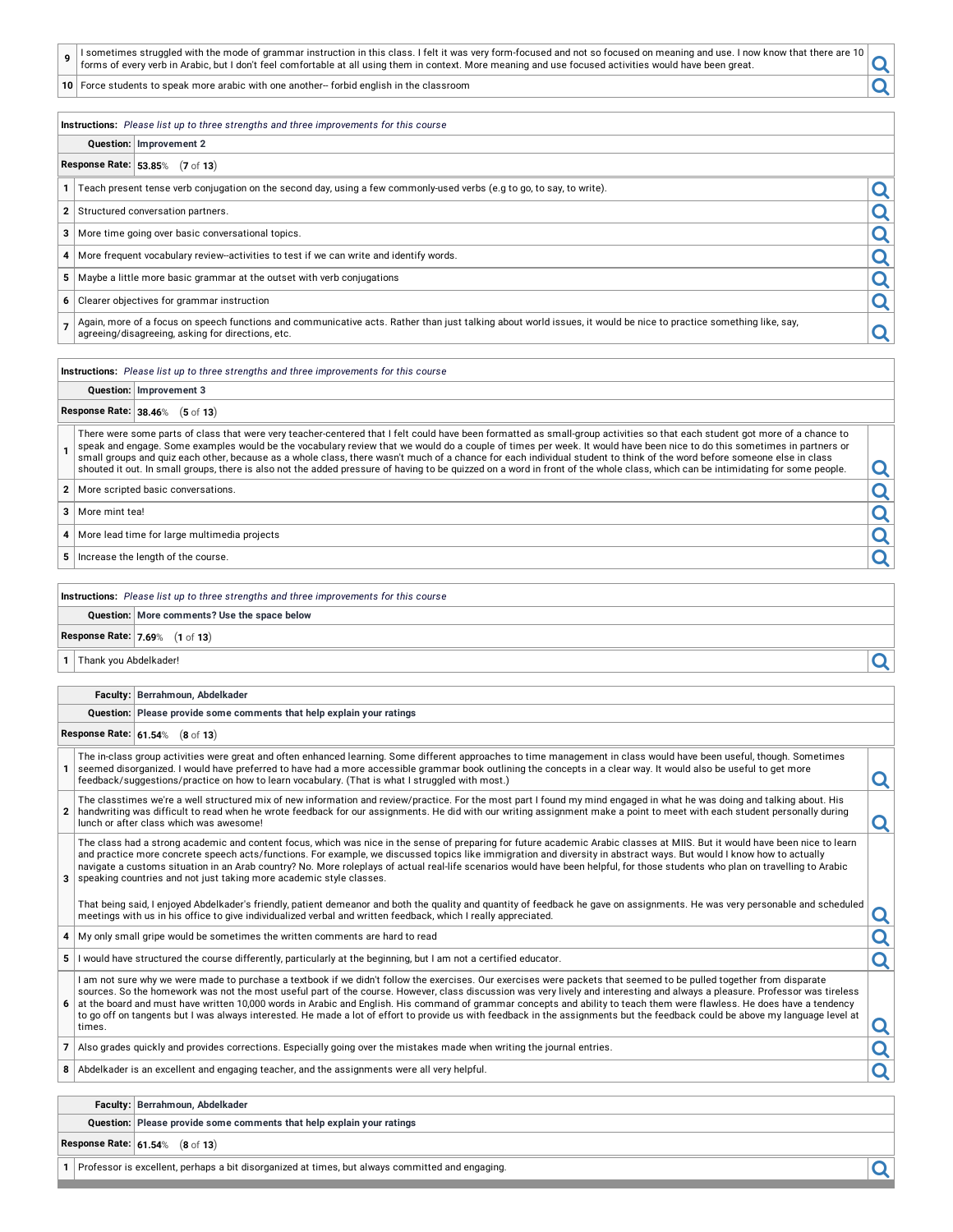| | |
|---|---|
| 9 | I sometimes struggled with the mode of grammar instruction in this class. I felt it was very form-focused and not so focused on meaning and use. I now know that there are 10 forms of every verb in Arabic, but I don't feel comfortable at all using them in context. More meaning and use focused activities would have been great. |
| 10 | Force students to speak more arabic with one another-- forbid english in the classroom |

**Instructions:** *Please list up to three strengths and three improvements for this course*

**Question:** **Improvement 2**

**Response Rate:** **53.85**% (**7** of **13**)

| | |
|---|---|
| 1 | Teach present tense verb conjugation on the second day, using a few commonly-used verbs (e.g to go, to say, to write). |
| 2 | Structured conversation partners. |
| 3 | More time going over basic conversational topics. |
| 4 | More frequent vocabulary review--activities to test if we can write and identify words. |
| 5 | Maybe a little more basic grammar at the outset with verb conjugations |
| 6 | Clearer objectives for grammar instruction |
| 7 | Again, more of a focus on speech functions and communicative acts. Rather than just talking about world issues, it would be nice to practice something like, say, agreeing/disagreeing, asking for directions, etc. |

**Instructions:** *Please list up to three strengths and three improvements for this course*

**Question:** **Improvement 3**

**Response Rate:** **38.46**% (**5** of **13**)

| | |
|---|---|
| 1 | There were some parts of class that were very teacher-centered that I felt could have been formatted as small-group activities so that each student got more of a chance to speak and engage. Some examples would be the vocabulary review that we would do a couple of times per week. It would have been nice to do this sometimes in partners or small groups and quiz each other, because as a whole class, there wasn't much of a chance for each individual student to think of the word before someone else in class shouted it out. In small groups, there is also not the added pressure of having to be quizzed on a word in front of the whole class, which can be intimidating for some people. |
| 2 | More scripted basic conversations. |
| 3 | More mint tea! |
| 4 | More lead time for large multimedia projects |
| 5 | Increase the length of the course. |

**Instructions:** *Please list up to three strengths and three improvements for this course*

**Question:** **More comments? Use the space below**

**Response Rate:** **7.69**% (**1** of **13**)

| | |
|---|---|
| 1 | Thank you Abdelkader! |

**Faculty:** **Berrahmoun, Abdelkader**

**Question:** **Please provide some comments that help explain your ratings**

**Response Rate:** **61.54**% (**8** of **13**)

| | |
|---|---|
| 1 | The in-class group activities were great and often enhanced learning. Some different approaches to time management in class would have been useful, though. Sometimes seemed disorganized. I would have preferred to have had a more accessible grammar book outlining the concepts in a clear way. It would also be useful to get more feedback/suggestions/practice on how to learn vocabulary. (That is what I struggled with most.) |
| 2 | The classtimes we're a well structured mix of new information and review/practice. For the most part I found my mind engaged in what he was doing and talking about. His handwriting was difficult to read when he wrote feedback for our assignments. He did with our writing assignment make a point to meet with each student personally during lunch or after class which was awesome! |
| 3 | The class had a strong academic and content focus, which was nice in the sense of preparing for future academic Arabic classes at MIIS. But it would have been nice to learn and practice more concrete speech acts/functions. For example, we discussed topics like immigration and diversity in abstract ways. But would I know how to actually navigate a customs situation in an Arab country? No. More roleplays of actual real-life scenarios would have been helpful, for those students who plan on travelling to Arabic speaking countries and not just taking more academic style classes.<br><br>That being said, I enjoyed Abdelkader's friendly, patient demeanor and both the quality and quantity of feedback he gave on assignments. He was very personable and scheduled meetings with us in his office to give individualized verbal and written feedback, which I really appreciated. |
| 4 | My only small gripe would be sometimes the written comments are hard to read |
| 5 | I would have structured the course differently, particularly at the beginning, but I am not a certified educator. |
| 6 | I am not sure why we were made to purchase a textbook if we didn't follow the exercises. Our exercises were packets that seemed to be pulled together from disparate sources. So the homework was not the most useful part of the course. However, class discussion was very lively and interesting and always a pleasure. Professor was tireless at the board and must have written 10,000 words in Arabic and English. His command of grammar concepts and ability to teach them were flawless. He does have a tendency to go off on tangents but I was always interested. He made a lot of effort to provide us with feedback in the assignments but the feedback could be above my language level at times. |
| 7 | Also grades quickly and provides corrections. Especially going over the mistakes made when writing the journal entries. |
| 8 | Abdelkader is an excellent and engaging teacher, and the assignments were all very helpful. |

**Faculty:** **Berrahmoun, Abdelkader**

**Question:** **Please provide some comments that help explain your ratings**

**Response Rate:** **61.54**% (**8** of **13**)

| | |
|---|---|
| 1 | Professor is excellent, perhaps a bit disorganized at times, but always committed and engaging. |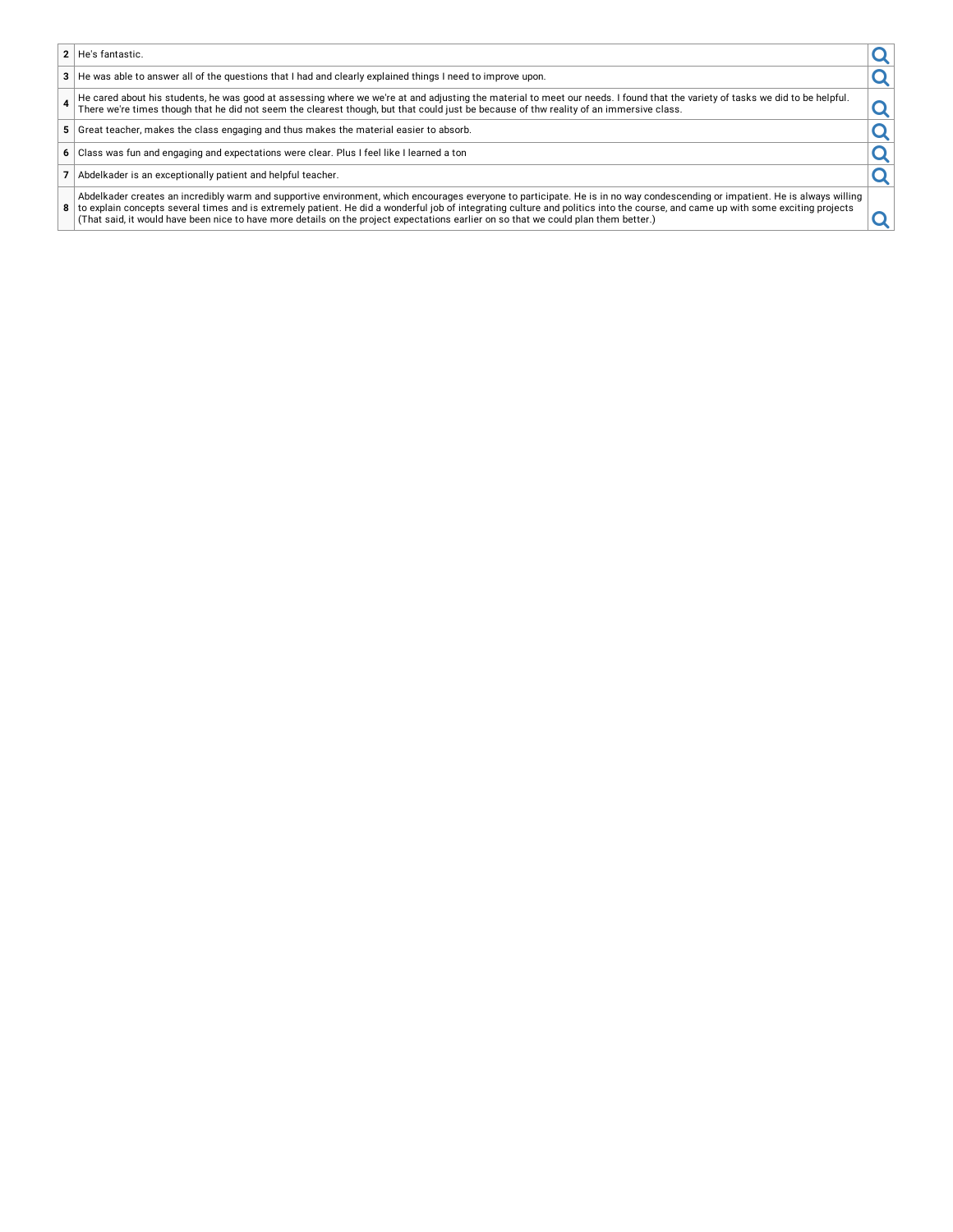| | | |
|---|---|---|
| 2 | He's fantastic. | |
| 3 | He was able to answer all of the questions that I had and clearly explained things I need to improve upon. | |
| 4 | He cared about his students, he was good at assessing where we we're at and adjusting the material to meet our needs. I found that the variety of tasks we did to be helpful. There we're times though that he did not seem the clearest though, but that could just be because of thw reality of an immersive class. | |
| 5 | Great teacher, makes the class engaging and thus makes the material easier to absorb. | |
| 6 | Class was fun and engaging and expectations were clear. Plus I feel like I learned a ton | |
| 7 | Abdelkader is an exceptionally patient and helpful teacher. | |
| 8 | Abdelkader creates an incredibly warm and supportive environment, which encourages everyone to participate. He is in no way condescending or impatient. He is always willing to explain concepts several times and is extremely patient. He did a wonderful job of integrating culture and politics into the course, and came up with some exciting projects (That said, it would have been nice to have more details on the project expectations earlier on so that we could plan them better.) | |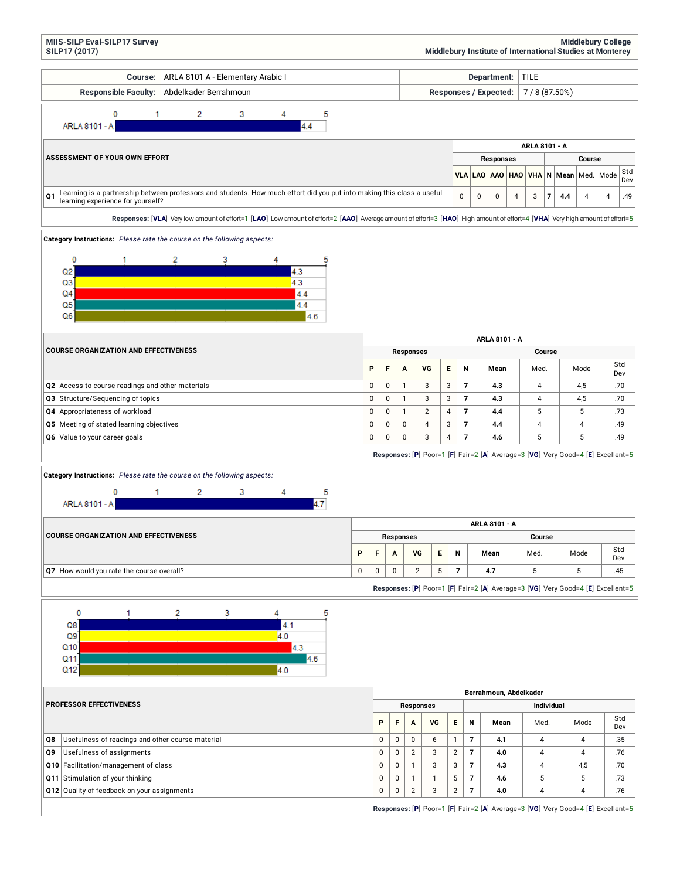MIIS-SILP Eval-SILP17 Survey
SILP17 (2017)

Middlebury College
Middlebury Institute of International Studies at Monterey

| Course: | ARLA 8101 A - Elementary Arabic I | Department: | TILE |
|---|---|---|---|
| Responsible Faculty: | Abdelkader Berrahmoun | Responses / Expected: | 7 / 8 (87.50%) |

ARLA 8101 - A: 4.4

| ASSESSMENT OF YOUR OWN EFFORT | ARLA 8101 - A | | | | | | | | | |
|---|---|---|---|---|---|---|---|---|---|---|
| | Responses | | | | | Course | | | | |
| | VLA | LAO | AAO | HAO | VHA | N | Mean | Med. | Mode | Std Dev |
| **Q1** Learning is a partnership between professors and students. How much effort did you put into making this class a useful learning experience for yourself? | 0 | 0 | 0 | 4 | 3 | 7 | 4.4 | 4 | 4 | .49 |

**Responses:** [VLA] Very low amount of effort=1 [LAO] Low amount of effort=2 [AAO] Average amount of effort=3 [HAO] High amount of effort=4 [VHA] Very high amount of effort=5

**Category Instructions:** *Please rate the course on the following aspects:*

Q2: 4.3, Q3: 4.3, Q4: 4.4, Q5: 4.4, Q6: 4.6

| COURSE ORGANIZATION AND EFFECTIVENESS | ARLA 8101 - A | | | | | | | | | |
|---|---|---|---|---|---|---|---|---|---|---|
| | Responses | | | | | Course | | | | |
| | P | F | A | VG | E | N | Mean | Med. | Mode | Std Dev |
| **Q2** Access to course readings and other materials | 0 | 0 | 1 | 3 | 3 | 7 | 4.3 | 4 | 4,5 | .70 |
| **Q3** Structure/Sequencing of topics | 0 | 0 | 1 | 3 | 3 | 7 | 4.3 | 4 | 4,5 | .70 |
| **Q4** Appropriateness of workload | 0 | 0 | 1 | 2 | 4 | 7 | 4.4 | 5 | 5 | .73 |
| **Q5** Meeting of stated learning objectives | 0 | 0 | 0 | 4 | 3 | 7 | 4.4 | 4 | 4 | .49 |
| **Q6** Value to your career goals | 0 | 0 | 0 | 3 | 4 | 7 | 4.6 | 5 | 5 | .49 |

**Responses:** [P] Poor=1 [F] Fair=2 [A] Average=3 [VG] Very Good=4 [E] Excellent=5

**Category Instructions:** *Please rate the course on the following aspects:*

ARLA 8101 - A: 4.7

| COURSE ORGANIZATION AND EFFECTIVENESS | ARLA 8101 - A | | | | | | | | | |
|---|---|---|---|---|---|---|---|---|---|---|
| | Responses | | | | | Course | | | | |
| | P | F | A | VG | E | N | Mean | Med. | Mode | Std Dev |
| **Q7** How would you rate the course overall? | 0 | 0 | 0 | 2 | 5 | 7 | 4.7 | 5 | 5 | .45 |

**Responses:** [P] Poor=1 [F] Fair=2 [A] Average=3 [VG] Very Good=4 [E] Excellent=5

Q8: 4.1, Q9: 4.0, Q10: 4.3, Q11: 4.6, Q12: 4.0

| PROFESSOR EFFECTIVENESS | Berrahmoun, Abdelkader | | | | | | | | | |
|---|---|---|---|---|---|---|---|---|---|---|
| | Responses | | | | | Individual | | | | |
| | P | F | A | VG | E | N | Mean | Med. | Mode | Std Dev |
| **Q8** Usefulness of readings and other course material | 0 | 0 | 0 | 6 | 1 | 7 | 4.1 | 4 | 4 | .35 |
| **Q9** Usefulness of assignments | 0 | 0 | 2 | 3 | 2 | 7 | 4.0 | 4 | 4 | .76 |
| **Q10** Facilitation/management of class | 0 | 0 | 1 | 3 | 3 | 7 | 4.3 | 4 | 4,5 | .70 |
| **Q11** Stimulation of your thinking | 0 | 0 | 1 | 1 | 5 | 7 | 4.6 | 5 | 5 | .73 |
| **Q12** Quality of feedback on your assignments | 0 | 0 | 2 | 3 | 2 | 7 | 4.0 | 4 | 4 | .76 |

**Responses:** [P] Poor=1 [F] Fair=2 [A] Average=3 [VG] Very Good=4 [E] Excellent=5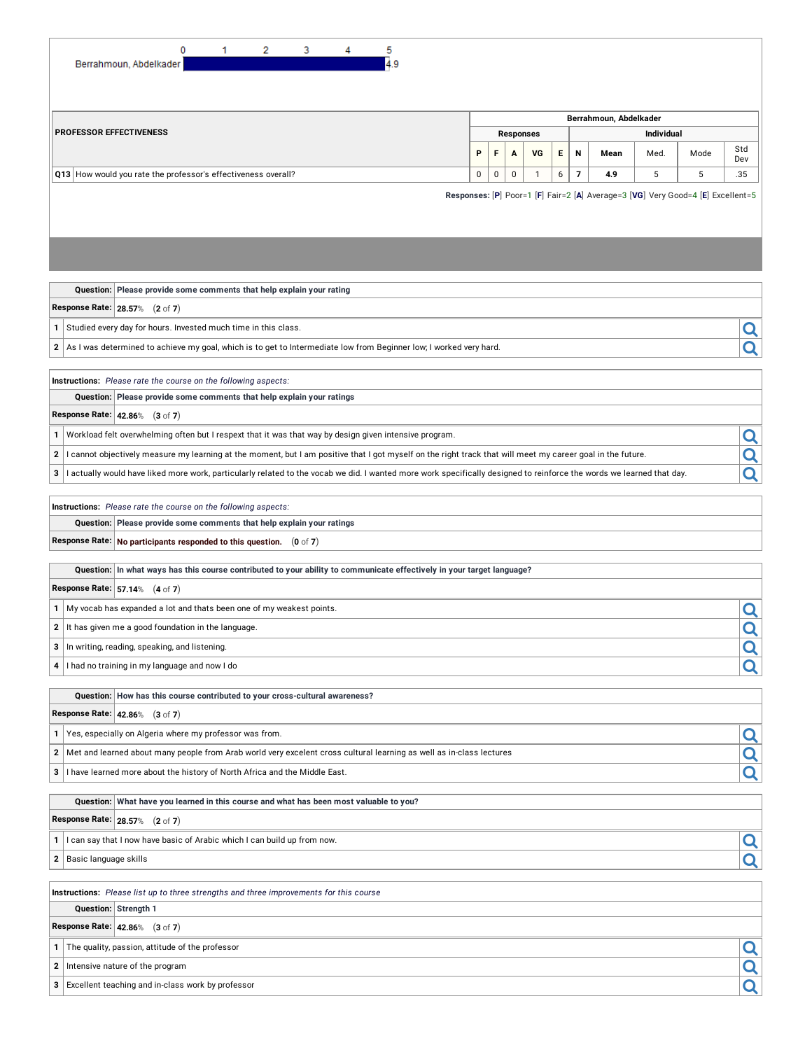Berrahmoun, Abdelkader 4.9

| PROFESSOR EFFECTIVENESS | Berrahmoun, Abdelkader | | | | | | | | | |
|---|---|---|---|---|---|---|---|---|---|---|
| | Responses | | | | | Individual | | | | |
| | P | F | A | VG | E | N | Mean | Med. | Mode | Std Dev |
| Q13 How would you rate the professor's effectiveness overall? | 0 | 0 | 0 | 1 | 6 | 7 | 4.9 | 5 | 5 | .35 |

**Responses:** [P] Poor=1 [F] Fair=2 [A] Average=3 [VG] Very Good=4 [E] Excellent=5

**Question:** Please provide some comments that help explain your rating

**Response Rate:** 28.57% (2 of 7)

1. Studied every day for hours. Invested much time in this class.
2. As I was determined to achieve my goal, which is to get to Intermediate low from Beginner low; I worked very hard.

**Instructions:** *Please rate the course on the following aspects:*

**Question:** Please provide some comments that help explain your ratings

**Response Rate:** 42.86% (3 of 7)

1. Workload felt overwhelming often but I respext that it was that way by design given intensive program.
2. I cannot objectively measure my learning at the moment, but I am positive that I got myself on the right track that will meet my career goal in the future.
3. I actually would have liked more work, particularly related to the vocab we did. I wanted more work specifically designed to reinforce the words we learned that day.

**Instructions:** *Please rate the course on the following aspects:*

**Question:** Please provide some comments that help explain your ratings

**Response Rate:** No participants responded to this question. (0 of 7)

**Question:** In what ways has this course contributed to your ability to communicate effectively in your target language?

**Response Rate:** 57.14% (4 of 7)

1. My vocab has expanded a lot and thats been one of my weakest points.
2. It has given me a good foundation in the language.
3. In writing, reading, speaking, and listening.
4. I had no training in my language and now I do

**Question:** How has this course contributed to your cross-cultural awareness?

**Response Rate:** 42.86% (3 of 7)

1. Yes, especially on Algeria where my professor was from.
2. Met and learned about many people from Arab world very excelent cross cultural learning as well as in-class lectures
3. I have learned more about the history of North Africa and the Middle East.

**Question:** What have you learned in this course and what has been most valuable to you?

**Response Rate:** 28.57% (2 of 7)

1. I can say that I now have basic of Arabic which I can build up from now.
2. Basic language skills

**Instructions:** *Please list up to three strengths and three improvements for this course*

**Question:** Strength 1

**Response Rate:** 42.86% (3 of 7)

1. The quality, passion, attitude of the professor
2. Intensive nature of the program
3. Excellent teaching and in-class work by professor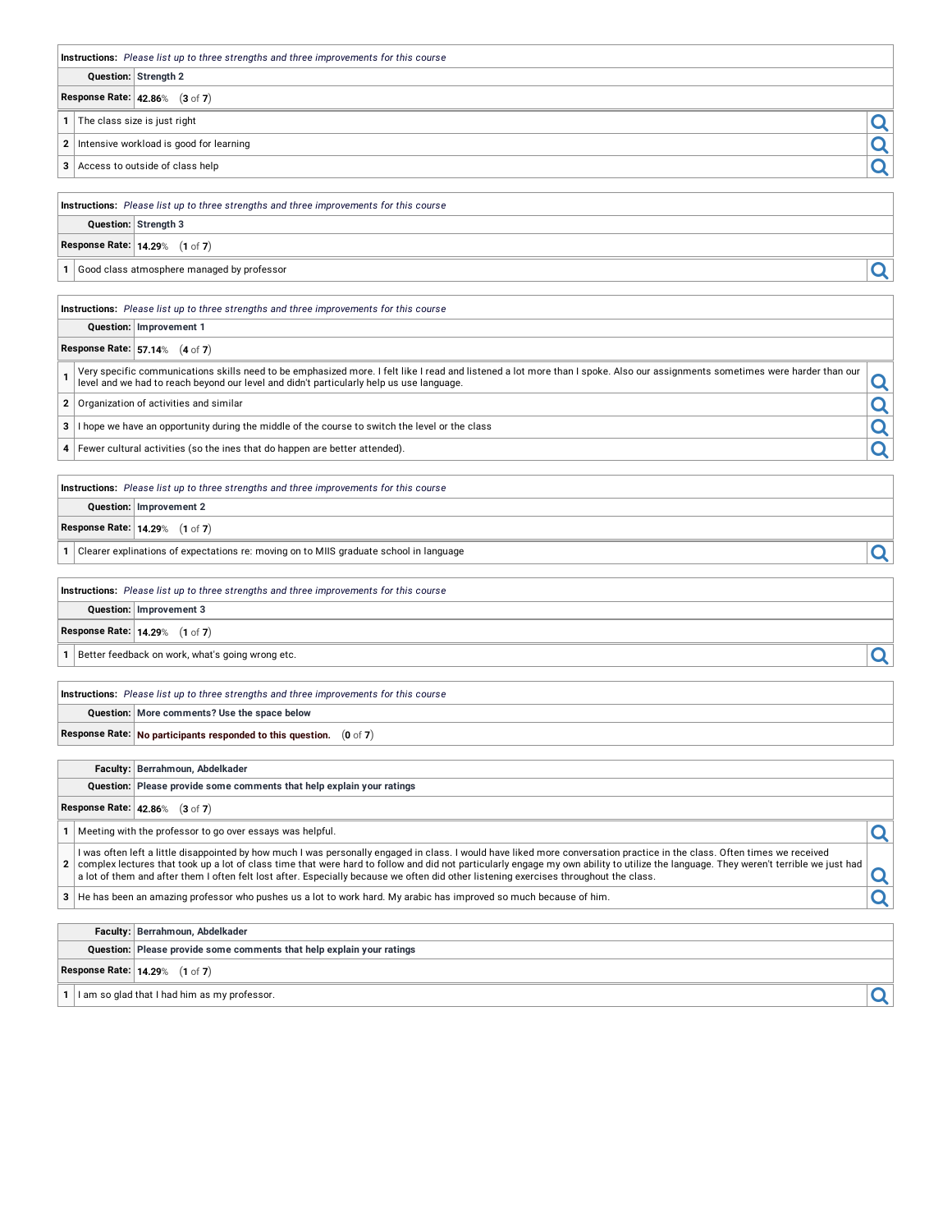| | |
|---|---|
| **Instructions:** | *Please list up to three strengths and three improvements for this course* |
| **Question:** | **Strength 2** |
| **Response Rate:** | **42.86**% (**3** of **7**) |
| **1** | The class size is just right |
| **2** | Intensive workload is good for learning |
| **3** | Access to outside of class help |

| | |
|---|---|
| **Instructions:** | *Please list up to three strengths and three improvements for this course* |
| **Question:** | **Strength 3** |
| **Response Rate:** | **14.29**% (**1** of **7**) |
| **1** | Good class atmosphere managed by professor |

| | |
|---|---|
| **Instructions:** | *Please list up to three strengths and three improvements for this course* |
| **Question:** | **Improvement 1** |
| **Response Rate:** | **57.14**% (**4** of **7**) |
| **1** | Very specific communications skills need to be emphasized more. I felt like I read and listened a lot more than I spoke. Also our assignments sometimes were harder than our level and we had to reach beyond our level and didn't particularly help us use language. |
| **2** | Organization of activities and similar |
| **3** | I hope we have an opportunity during the middle of the course to switch the level or the class |
| **4** | Fewer cultural activities (so the ines that do happen are better attended). |

| | |
|---|---|
| **Instructions:** | *Please list up to three strengths and three improvements for this course* |
| **Question:** | **Improvement 2** |
| **Response Rate:** | **14.29**% (**1** of **7**) |
| **1** | Clearer explinations of expectations re: moving on to MIIS graduate school in language |

| | |
|---|---|
| **Instructions:** | *Please list up to three strengths and three improvements for this course* |
| **Question:** | **Improvement 3** |
| **Response Rate:** | **14.29**% (**1** of **7**) |
| **1** | Better feedback on work, what's going wrong etc. |

| | |
|---|---|
| **Instructions:** | *Please list up to three strengths and three improvements for this course* |
| **Question:** | **More comments? Use the space below** |
| **Response Rate:** | **No participants responded to this question.** (**0** of **7**) |

| | |
|---|---|
| **Faculty:** | **Berrahmoun, Abdelkader** |
| **Question:** | **Please provide some comments that help explain your ratings** |
| **Response Rate:** | **42.86**% (**3** of **7**) |
| **1** | Meeting with the professor to go over essays was helpful. |
| **2** | I was often left a little disappointed by how much I was personally engaged in class. I would have liked more conversation practice in the class. Often times we received complex lectures that took up a lot of class time that were hard to follow and did not particularly engage my own ability to utilize the language. They weren't terrible we just had a lot of them and after them I often felt lost after. Especially because we often did other listening exercises throughout the class. |
| **3** | He has been an amazing professor who pushes us a lot to work hard. My arabic has improved so much because of him. |

| | |
|---|---|
| **Faculty:** | **Berrahmoun, Abdelkader** |
| **Question:** | **Please provide some comments that help explain your ratings** |
| **Response Rate:** | **14.29**% (**1** of **7**) |
| **1** | I am so glad that I had him as my professor. |